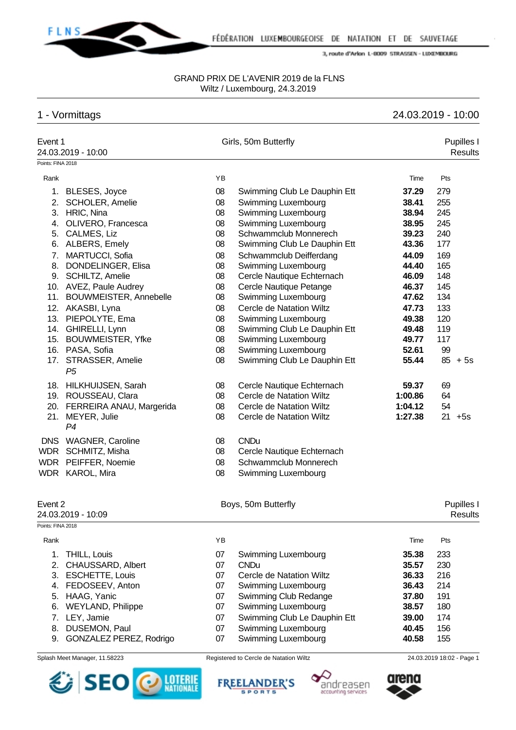FÉDÉRATION LUXEMBOURGEOISE DE NATATION ET DE SAUVETAGE

3, route d'Arlon L-8009 STRASSEN - LUXEMBOURG

GRAND PRIX DE L'AVENIR 2019 de la FLNS
Wiltz / Luxembourg, 24.3.2019

## 1 - Vormittags

24.03.2019 - 10:00

### Event 1 — Girls, 50m Butterfly — Pupilles I Results

24.03.2019 - 10:00

Points: FINA 2018

| Rank | Name | YB | Club | Time | Pts | |
|---|---|---|---|---|---|---|
| 1. | BLESES, Joyce | 08 | Swimming Club Le Dauphin Ett | **37.29** | 279 | |
| 2. | SCHOLER, Amelie | 08 | Swimming Luxembourg | **38.41** | 255 | |
| 3. | HRIC, Nina | 08 | Swimming Luxembourg | **38.94** | 245 | |
| 4. | OLIVERO, Francesca | 08 | Swimming Luxembourg | **38.95** | 245 | |
| 5. | CALMES, Liz | 08 | Schwammclub Monnerech | **39.23** | 240 | |
| 6. | ALBERS, Emely | 08 | Swimming Club Le Dauphin Ett | **43.36** | 177 | |
| 7. | MARTUCCI, Sofia | 08 | Schwammclub Deifferdang | **44.09** | 169 | |
| 8. | DONDELINGER, Elisa | 08 | Swimming Luxembourg | **44.40** | 165 | |
| 9. | SCHILTZ, Amelie | 08 | Cercle Nautique Echternach | **46.09** | 148 | |
| 10. | AVEZ, Paule Audrey | 08 | Cercle Nautique Petange | **46.37** | 145 | |
| 11. | BOUWMEISTER, Annebelle | 08 | Swimming Luxembourg | **47.62** | 134 | |
| 12. | AKASBI, Lyna | 08 | Cercle de Natation Wiltz | **47.73** | 133 | |
| 13. | PIEPOLYTE, Ema | 08 | Swimming Luxembourg | **49.38** | 120 | |
| 14. | GHIRELLI, Lynn | 08 | Swimming Club Le Dauphin Ett | **49.48** | 119 | |
| 15. | BOUWMEISTER, Yfke | 08 | Swimming Luxembourg | **49.77** | 117 | |
| 16. | PASA, Sofia | 08 | Swimming Luxembourg | **52.61** | 99 | |
| 17. | STRASSER, Amelie *P5* | 08 | Swimming Club Le Dauphin Ett | **55.44** | 85 | + 5s |
| 18. | HILKHUIJSEN, Sarah | 08 | Cercle Nautique Echternach | **59.37** | 69 | |
| 19. | ROUSSEAU, Clara | 08 | Cercle de Natation Wiltz | **1:00.86** | 64 | |
| 20. | FERREIRA ANAU, Margerida | 08 | Cercle de Natation Wiltz | **1:04.12** | 54 | |
| 21. | MEYER, Julie *P4* | 08 | Cercle de Natation Wiltz | **1:27.38** | 21 | +5s |
| DNS | WAGNER, Caroline | 08 | CNDu | | | |
| WDR | SCHMITZ, Misha | 08 | Cercle Nautique Echternach | | | |
| WDR | PEIFFER, Noemie | 08 | Schwammclub Monnerech | | | |
| WDR | KAROL, Mira | 08 | Swimming Luxembourg | | | |

### Event 2 — Boys, 50m Butterfly — Pupilles I Results

24.03.2019 - 10:09

Points: FINA 2018

| Rank | Name | YB | Club | Time | Pts |
|---|---|---|---|---|---|
| 1. | THILL, Louis | 07 | Swimming Luxembourg | **35.38** | 233 |
| 2. | CHAUSSARD, Albert | 07 | CNDu | **35.57** | 230 |
| 3. | ESCHETTE, Louis | 07 | Cercle de Natation Wiltz | **36.33** | 216 |
| 4. | FEDOSEEV, Anton | 07 | Swimming Luxembourg | **36.43** | 214 |
| 5. | HAAG, Yanic | 07 | Swimming Club Redange | **37.80** | 191 |
| 6. | WEYLAND, Philippe | 07 | Swimming Luxembourg | **38.57** | 180 |
| 7. | LEY, Jamie | 07 | Swimming Club Le Dauphin Ett | **39.00** | 174 |
| 8. | DUSEMON, Paul | 07 | Swimming Luxembourg | **40.45** | 156 |
| 9. | GONZALEZ PEREZ, Rodrigo | 07 | Swimming Luxembourg | **40.58** | 155 |

Splash Meet Manager, 11.58223 — Registered to Cercle de Natation Wiltz — 24.03.2019 18:02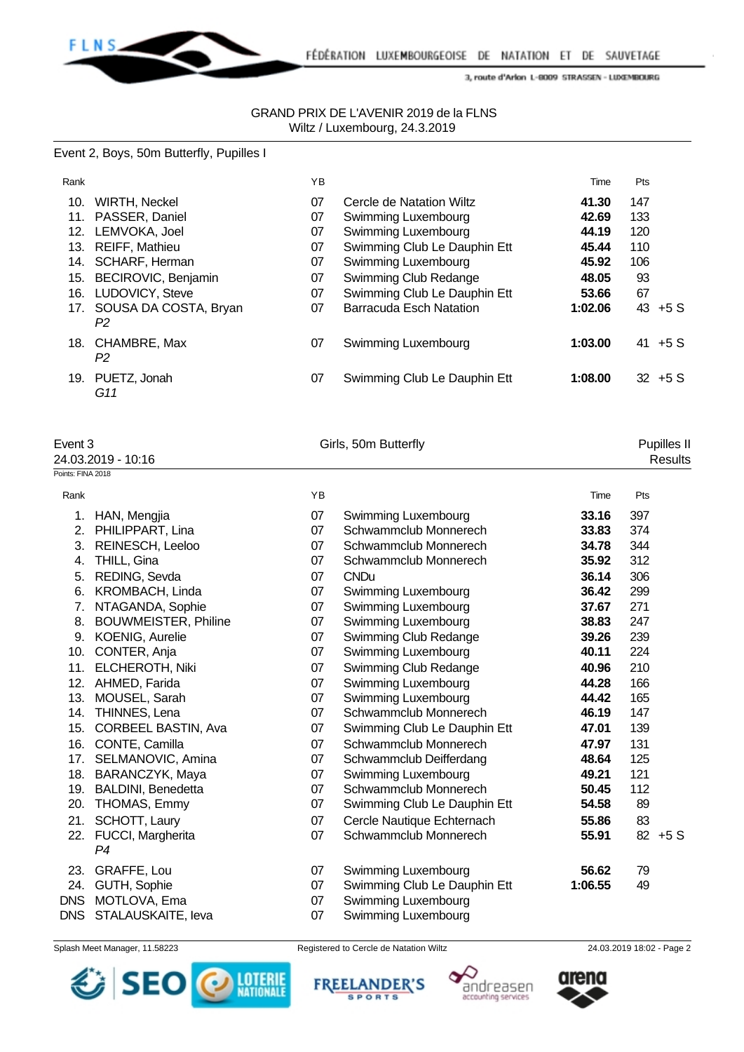GRAND PRIX DE L'AVENIR 2019 de la FLNS
Wiltz / Luxembourg, 24.3.2019

Event 2, Boys, 50m Butterfly, Pupilles I

| Rank | | YB | | Time | Pts |
|---|---|---|---|---|---|
| 10. | WIRTH, Neckel | 07 | Cercle de Natation Wiltz | **41.30** | 147 |
| 11. | PASSER, Daniel | 07 | Swimming Luxembourg | **42.69** | 133 |
| 12. | LEMVOKA, Joel | 07 | Swimming Luxembourg | **44.19** | 120 |
| 13. | REIFF, Mathieu | 07 | Swimming Club Le Dauphin Ett | **45.44** | 110 |
| 14. | SCHARF, Herman | 07 | Swimming Luxembourg | **45.92** | 106 |
| 15. | BECIROVIC, Benjamin | 07 | Swimming Club Redange | **48.05** | 93 |
| 16. | LUDOVICY, Steve | 07 | Swimming Club Le Dauphin Ett | **53.66** | 67 |
| 17. | SOUSA DA COSTA, Bryan *P2* | 07 | Barracuda Esch Natation | **1:02.06** | 43 +5 S |
| 18. | CHAMBRE, Max *P2* | 07 | Swimming Luxembourg | **1:03.00** | 41 +5 S |
| 19. | PUETZ, Jonah *G11* | 07 | Swimming Club Le Dauphin Ett | **1:08.00** | 32 +5 S |

Event 3 — Girls, 50m Butterfly — Pupilles II
24.03.2019 - 10:16 — Results
Points: FINA 2018

| Rank | | YB | | Time | Pts |
|---|---|---|---|---|---|
| 1. | HAN, Mengjia | 07 | Swimming Luxembourg | **33.16** | 397 |
| 2. | PHILIPPART, Lina | 07 | Schwammclub Monnerech | **33.83** | 374 |
| 3. | REINESCH, Leeloo | 07 | Schwammclub Monnerech | **34.78** | 344 |
| 4. | THILL, Gina | 07 | Schwammclub Monnerech | **35.92** | 312 |
| 5. | REDING, Sevda | 07 | CNDu | **36.14** | 306 |
| 6. | KROMBACH, Linda | 07 | Swimming Luxembourg | **36.42** | 299 |
| 7. | NTAGANDA, Sophie | 07 | Swimming Luxembourg | **37.67** | 271 |
| 8. | BOUWMEISTER, Philine | 07 | Swimming Luxembourg | **38.83** | 247 |
| 9. | KOENIG, Aurelie | 07 | Swimming Club Redange | **39.26** | 239 |
| 10. | CONTER, Anja | 07 | Swimming Luxembourg | **40.11** | 224 |
| 11. | ELCHEROTH, Niki | 07 | Swimming Club Redange | **40.96** | 210 |
| 12. | AHMED, Farida | 07 | Swimming Luxembourg | **44.28** | 166 |
| 13. | MOUSEL, Sarah | 07 | Swimming Luxembourg | **44.42** | 165 |
| 14. | THINNES, Lena | 07 | Schwammclub Monnerech | **46.19** | 147 |
| 15. | CORBEEL BASTIN, Ava | 07 | Swimming Club Le Dauphin Ett | **47.01** | 139 |
| 16. | CONTE, Camilla | 07 | Schwammclub Monnerech | **47.97** | 131 |
| 17. | SELMANOVIC, Amina | 07 | Schwammclub Deifferdang | **48.64** | 125 |
| 18. | BARANCZYK, Maya | 07 | Swimming Luxembourg | **49.21** | 121 |
| 19. | BALDINI, Benedetta | 07 | Schwammclub Monnerech | **50.45** | 112 |
| 20. | THOMAS, Emmy | 07 | Swimming Club Le Dauphin Ett | **54.58** | 89 |
| 21. | SCHOTT, Laury | 07 | Cercle Nautique Echternach | **55.86** | 83 |
| 22. | FUCCI, Margherita *P4* | 07 | Schwammclub Monnerech | **55.91** | 82 +5 S |
| 23. | GRAFFE, Lou | 07 | Swimming Luxembourg | **56.62** | 79 |
| 24. | GUTH, Sophie | 07 | Swimming Club Le Dauphin Ett | **1:06.55** | 49 |
| DNS | MOTLOVA, Ema | 07 | Swimming Luxembourg | | |
| DNS | STALAUSKAITE, Ieva | 07 | Swimming Luxembourg | | |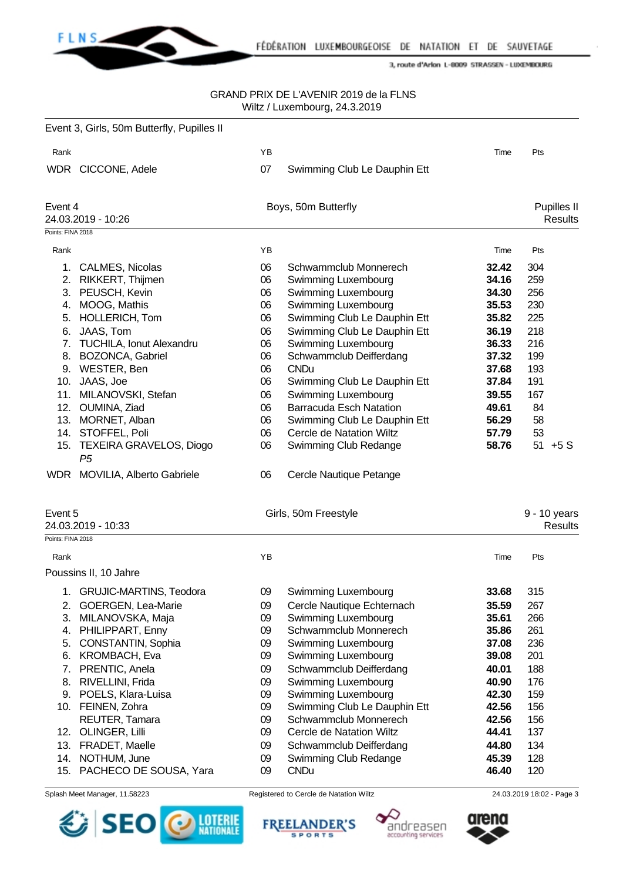GRAND PRIX DE L'AVENIR 2019 de la FLNS
Wiltz / Luxembourg, 24.3.2019

Event 3, Girls, 50m Butterfly, Pupilles II

| Rank | | YB | | Time | Pts |
|---|---|---|---|---|---|
| WDR | CICCONE, Adele | 07 | Swimming Club Le Dauphin Ett | | |

## Event 4 — Boys, 50m Butterfly — Pupilles II

24.03.2019 - 10:26 — Results

Points: FINA 2018

| Rank | | YB | | Time | Pts |
|---|---|---|---|---|---|
| 1. | CALMES, Nicolas | 06 | Schwammclub Monnerech | **32.42** | 304 |
| 2. | RIKKERT, Thijmen | 06 | Swimming Luxembourg | **34.16** | 259 |
| 3. | PEUSCH, Kevin | 06 | Swimming Luxembourg | **34.30** | 256 |
| 4. | MOOG, Mathis | 06 | Swimming Luxembourg | **35.53** | 230 |
| 5. | HOLLERICH, Tom | 06 | Swimming Club Le Dauphin Ett | **35.82** | 225 |
| 6. | JAAS, Tom | 06 | Swimming Club Le Dauphin Ett | **36.19** | 218 |
| 7. | TUCHILA, Ionut Alexandru | 06 | Swimming Luxembourg | **36.33** | 216 |
| 8. | BOZONCA, Gabriel | 06 | Schwammclub Deifferdang | **37.32** | 199 |
| 9. | WESTER, Ben | 06 | CNDu | **37.68** | 193 |
| 10. | JAAS, Joe | 06 | Swimming Club Le Dauphin Ett | **37.84** | 191 |
| 11. | MILANOVSKI, Stefan | 06 | Swimming Luxembourg | **39.55** | 167 |
| 12. | OUMINA, Ziad | 06 | Barracuda Esch Natation | **49.61** | 84 |
| 13. | MORNET, Alban | 06 | Swimming Club Le Dauphin Ett | **56.29** | 58 |
| 14. | STOFFEL, Poli | 06 | Cercle de Natation Wiltz | **57.79** | 53 |
| 15. | TEXEIRA GRAVELOS, Diogo *P5* | 06 | Swimming Club Redange | **58.76** | 51 +5 S |
| WDR | MOVILIA, Alberto Gabriele | 06 | Cercle Nautique Petange | | |

## Event 5 — Girls, 50m Freestyle — 9 - 10 years

24.03.2019 - 10:33 — Results

Points: FINA 2018

Poussins II, 10 Jahre

| Rank | | YB | | Time | Pts |
|---|---|---|---|---|---|
| 1. | GRUJIC-MARTINS, Teodora | 09 | Swimming Luxembourg | **33.68** | 315 |
| 2. | GOERGEN, Lea-Marie | 09 | Cercle Nautique Echternach | **35.59** | 267 |
| 3. | MILANOVSKA, Maja | 09 | Swimming Luxembourg | **35.61** | 266 |
| 4. | PHILIPPART, Enny | 09 | Schwammclub Monnerech | **35.86** | 261 |
| 5. | CONSTANTIN, Sophia | 09 | Swimming Luxembourg | **37.08** | 236 |
| 6. | KROMBACH, Eva | 09 | Swimming Luxembourg | **39.08** | 201 |
| 7. | PRENTIC, Anela | 09 | Schwammclub Deifferdang | **40.01** | 188 |
| 8. | RIVELLINI, Frida | 09 | Swimming Luxembourg | **40.90** | 176 |
| 9. | POELS, Klara-Luisa | 09 | Swimming Luxembourg | **42.30** | 159 |
| 10. | FEINEN, Zohra | 09 | Swimming Club Le Dauphin Ett | **42.56** | 156 |
| | REUTER, Tamara | 09 | Schwammclub Monnerech | **42.56** | 156 |
| 12. | OLINGER, Lilli | 09 | Cercle de Natation Wiltz | **44.41** | 137 |
| 13. | FRADET, Maelle | 09 | Schwammclub Deifferdang | **44.80** | 134 |
| 14. | NOTHUM, June | 09 | Swimming Club Redange | **45.39** | 128 |
| 15. | PACHECO DE SOUSA, Yara | 09 | CNDu | **46.40** | 120 |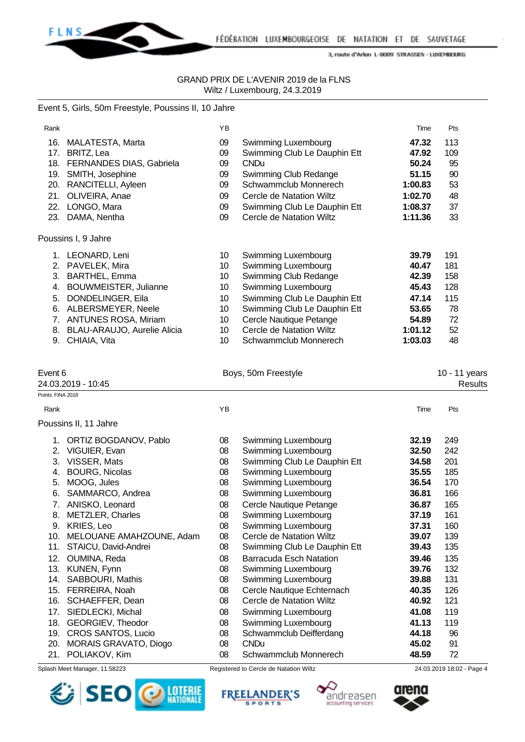GRAND PRIX DE L'AVENIR 2019 de la FLNS
Wiltz / Luxembourg, 24.3.2019

Event 5, Girls, 50m Freestyle, Poussins II, 10 Jahre

| Rank | | YB | | Time | Pts |
|---|---|---|---|---|---|
| 16. | MALATESTA, Marta | 09 | Swimming Luxembourg | **47.32** | 113 |
| 17. | BRITZ, Lea | 09 | Swimming Club Le Dauphin Ett | **47.92** | 109 |
| 18. | FERNANDES DIAS, Gabriela | 09 | CNDu | **50.24** | 95 |
| 19. | SMITH, Josephine | 09 | Swimming Club Redange | **51.15** | 90 |
| 20. | RANCITELLI, Ayleen | 09 | Schwammclub Monnerech | **1:00.83** | 53 |
| 21. | OLIVEIRA, Anae | 09 | Cercle de Natation Wiltz | **1:02.70** | 48 |
| 22. | LONGO, Mara | 09 | Swimming Club Le Dauphin Ett | **1:08.37** | 37 |
| 23. | DAMA, Nentha | 09 | Cercle de Natation Wiltz | **1:11.36** | 33 |

Poussins I, 9 Jahre

| Rank | | YB | | Time | Pts |
|---|---|---|---|---|---|
| 1. | LEONARD, Leni | 10 | Swimming Luxembourg | **39.79** | 191 |
| 2. | PAVELEK, Mira | 10 | Swimming Luxembourg | **40.47** | 181 |
| 3. | BARTHEL, Emma | 10 | Swimming Club Redange | **42.39** | 158 |
| 4. | BOUWMEISTER, Julianne | 10 | Swimming Luxembourg | **45.43** | 128 |
| 5. | DONDELINGER, Eila | 10 | Swimming Club Le Dauphin Ett | **47.14** | 115 |
| 6. | ALBERSMEYER, Neele | 10 | Swimming Club Le Dauphin Ett | **53.65** | 78 |
| 7. | ANTUNES ROSA, Miriam | 10 | Cercle Nautique Petange | **54.89** | 72 |
| 8. | BLAU-ARAUJO, Aurelie Alicia | 10 | Cercle de Natation Wiltz | **1:01.12** | 52 |
| 9. | CHIAIA, Vita | 10 | Schwammclub Monnerech | **1:03.03** | 48 |

Event 6 — Boys, 50m Freestyle — 10 - 11 years
24.03.2019 - 10:45 — Results

Points: FINA 2018

Poussins II, 11 Jahre

| Rank | | YB | | Time | Pts |
|---|---|---|---|---|---|
| 1. | ORTIZ BOGDANOV, Pablo | 08 | Swimming Luxembourg | **32.19** | 249 |
| 2. | VIGUIER, Evan | 08 | Swimming Luxembourg | **32.50** | 242 |
| 3. | VISSER, Mats | 08 | Swimming Club Le Dauphin Ett | **34.58** | 201 |
| 4. | BOURG, Nicolas | 08 | Swimming Luxembourg | **35.55** | 185 |
| 5. | MOOG, Jules | 08 | Swimming Luxembourg | **36.54** | 170 |
| 6. | SAMMARCO, Andrea | 08 | Swimming Luxembourg | **36.81** | 166 |
| 7. | ANISKO, Leonard | 08 | Cercle Nautique Petange | **36.87** | 165 |
| 8. | METZLER, Charles | 08 | Swimming Luxembourg | **37.19** | 161 |
| 9. | KRIES, Leo | 08 | Swimming Luxembourg | **37.31** | 160 |
| 10. | MELOUANE AMAHZOUNE, Adam | 08 | Cercle de Natation Wiltz | **39.07** | 139 |
| 11. | STAICU, David-Andrei | 08 | Swimming Club Le Dauphin Ett | **39.43** | 135 |
| 12. | OUMINA, Reda | 08 | Barracuda Esch Natation | **39.46** | 135 |
| 13. | KUNEN, Fynn | 08 | Swimming Luxembourg | **39.76** | 132 |
| 14. | SABBOURI, Mathis | 08 | Swimming Luxembourg | **39.88** | 131 |
| 15. | FERREIRA, Noah | 08 | Cercle Nautique Echternach | **40.35** | 126 |
| 16. | SCHAEFFER, Dean | 08 | Cercle de Natation Wiltz | **40.92** | 121 |
| 17. | SIEDLECKI, Michal | 08 | Swimming Luxembourg | **41.08** | 119 |
| 18. | GEORGIEV, Theodor | 08 | Swimming Luxembourg | **41.13** | 119 |
| 19. | CROS SANTOS, Lucio | 08 | Schwammclub Deifferdang | **44.18** | 96 |
| 20. | MORAIS GRAVATO, Diogo | 08 | CNDu | **45.02** | 91 |
| 21. | POLIAKOV, Kim | 08 | Schwammclub Monnerech | **48.59** | 72 |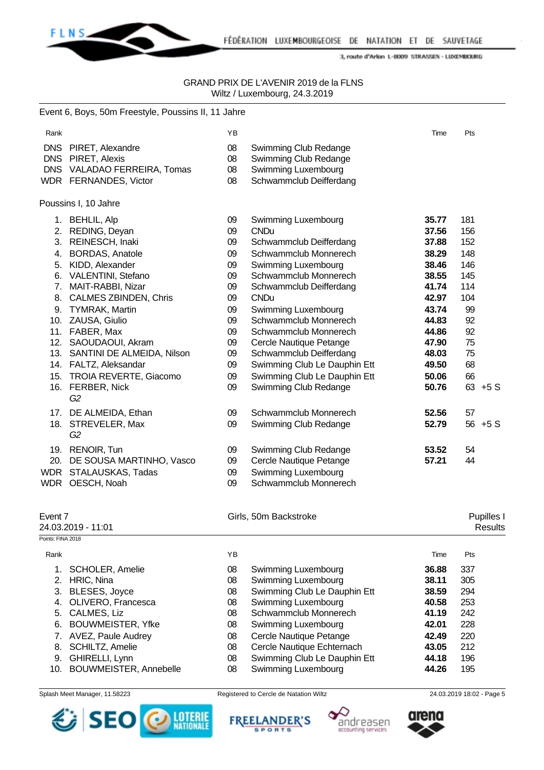GRAND PRIX DE L'AVENIR 2019 de la FLNS
Wiltz / Luxembourg, 24.3.2019

Event 6, Boys, 50m Freestyle, Poussins II, 11 Jahre

| Rank | | YB | | Time | Pts |
|---|---|---|---|---|---|
| DNS | PIRET, Alexandre | 08 | Swimming Club Redange | | |
| DNS | PIRET, Alexis | 08 | Swimming Club Redange | | |
| DNS | VALADAO FERREIRA, Tomas | 08 | Swimming Luxembourg | | |
| WDR | FERNANDES, Victor | 08 | Schwammclub Deifferdang | | |

Poussins I, 10 Jahre

| Rank | | YB | | Time | Pts |
|---|---|---|---|---|---|
| 1. | BEHLIL, Alp | 09 | Swimming Luxembourg | **35.77** | 181 |
| 2. | REDING, Deyan | 09 | CNDu | **37.56** | 156 |
| 3. | REINESCH, Inaki | 09 | Schwammclub Deifferdang | **37.88** | 152 |
| 4. | BORDAS, Anatole | 09 | Schwammclub Monnerech | **38.29** | 148 |
| 5. | KIDD, Alexander | 09 | Swimming Luxembourg | **38.46** | 146 |
| 6. | VALENTINI, Stefano | 09 | Schwammclub Monnerech | **38.55** | 145 |
| 7. | MAIT-RABBI, Nizar | 09 | Schwammclub Deifferdang | **41.74** | 114 |
| 8. | CALMES ZBINDEN, Chris | 09 | CNDu | **42.97** | 104 |
| 9. | TYMRAK, Martin | 09 | Swimming Luxembourg | **43.74** | 99 |
| 10. | ZAUSA, Giulio | 09 | Schwammclub Monnerech | **44.83** | 92 |
| 11. | FABER, Max | 09 | Schwammclub Monnerech | **44.86** | 92 |
| 12. | SAOUDAOUI, Akram | 09 | Cercle Nautique Petange | **47.90** | 75 |
| 13. | SANTINI DE ALMEIDA, Nilson | 09 | Schwammclub Deifferdang | **48.03** | 75 |
| 14. | FALTZ, Aleksandar | 09 | Swimming Club Le Dauphin Ett | **49.50** | 68 |
| 15. | TROIA REVERTE, Giacomo | 09 | Swimming Club Le Dauphin Ett | **50.06** | 66 |
| 16. | FERBER, Nick *G2* | 09 | Swimming Club Redange | **50.76** | 63 +5 S |
| 17. | DE ALMEIDA, Ethan | 09 | Schwammclub Monnerech | **52.56** | 57 |
| 18. | STREVELER, Max *G2* | 09 | Swimming Club Redange | **52.79** | 56 +5 S |
| 19. | RENOIR, Tun | 09 | Swimming Club Redange | **53.52** | 54 |
| 20. | DE SOUSA MARTINHO, Vasco | 09 | Cercle Nautique Petange | **57.21** | 44 |
| WDR | STALAUSKAS, Tadas | 09 | Swimming Luxembourg | | |
| WDR | OESCH, Noah | 09 | Schwammclub Monnerech | | |

Event 7 — Girls, 50m Backstroke — Pupilles I
24.03.2019 - 11:01 — Results
Points: FINA 2018

| Rank | | YB | | Time | Pts |
|---|---|---|---|---|---|
| 1. | SCHOLER, Amelie | 08 | Swimming Luxembourg | **36.88** | 337 |
| 2. | HRIC, Nina | 08 | Swimming Luxembourg | **38.11** | 305 |
| 3. | BLESES, Joyce | 08 | Swimming Club Le Dauphin Ett | **38.59** | 294 |
| 4. | OLIVERO, Francesca | 08 | Swimming Luxembourg | **40.58** | 253 |
| 5. | CALMES, Liz | 08 | Schwammclub Monnerech | **41.19** | 242 |
| 6. | BOUWMEISTER, Yfke | 08 | Swimming Luxembourg | **42.01** | 228 |
| 7. | AVEZ, Paule Audrey | 08 | Cercle Nautique Petange | **42.49** | 220 |
| 8. | SCHILTZ, Amelie | 08 | Cercle Nautique Echternach | **43.05** | 212 |
| 9. | GHIRELLI, Lynn | 08 | Swimming Club Le Dauphin Ett | **44.18** | 196 |
| 10. | BOUWMEISTER, Annebelle | 08 | Swimming Luxembourg | **44.26** | 195 |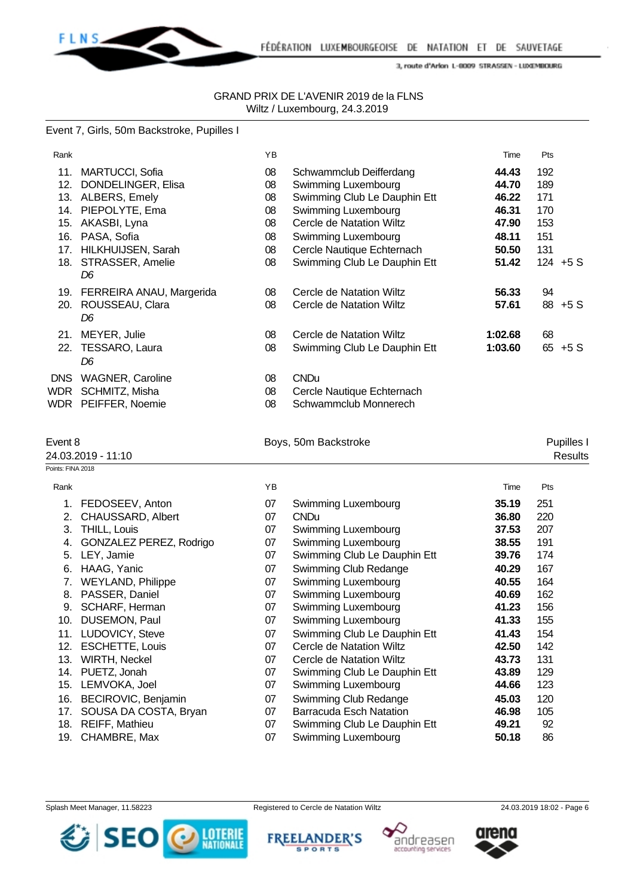GRAND PRIX DE L'AVENIR 2019 de la FLNS
Wiltz / Luxembourg, 24.3.2019

Event 7, Girls, 50m Backstroke, Pupilles I

| Rank | | YB | | Time | Pts | |
|---|---|---|---|---|---|---|
| 11. | MARTUCCI, Sofia | 08 | Schwammclub Deifferdang | **44.43** | 192 | |
| 12. | DONDELINGER, Elisa | 08 | Swimming Luxembourg | **44.70** | 189 | |
| 13. | ALBERS, Emely | 08 | Swimming Club Le Dauphin Ett | **46.22** | 171 | |
| 14. | PIEPOLYTE, Ema | 08 | Swimming Luxembourg | **46.31** | 170 | |
| 15. | AKASBI, Lyna | 08 | Cercle de Natation Wiltz | **47.90** | 153 | |
| 16. | PASA, Sofia | 08 | Swimming Luxembourg | **48.11** | 151 | |
| 17. | HILKHUIJSEN, Sarah | 08 | Cercle Nautique Echternach | **50.50** | 131 | |
| 18. | STRASSER, Amelie *D6* | 08 | Swimming Club Le Dauphin Ett | **51.42** | 124 | +5 S |
| 19. | FERREIRA ANAU, Margerida | 08 | Cercle de Natation Wiltz | **56.33** | 94 | |
| 20. | ROUSSEAU, Clara *D6* | 08 | Cercle de Natation Wiltz | **57.61** | 88 | +5 S |
| 21. | MEYER, Julie | 08 | Cercle de Natation Wiltz | **1:02.68** | 68 | |
| 22. | TESSARO, Laura *D6* | 08 | Swimming Club Le Dauphin Ett | **1:03.60** | 65 | +5 S |
| DNS | WAGNER, Caroline | 08 | CNDu | | | |
| WDR | SCHMITZ, Misha | 08 | Cercle Nautique Echternach | | | |
| WDR | PEIFFER, Noemie | 08 | Schwammclub Monnerech | | | |

Event 8 — Boys, 50m Backstroke — Pupilles I
24.03.2019 - 11:10 — Results
Points: FINA 2018

| Rank | | YB | | Time | Pts |
|---|---|---|---|---|---|
| 1. | FEDOSEEV, Anton | 07 | Swimming Luxembourg | **35.19** | 251 |
| 2. | CHAUSSARD, Albert | 07 | CNDu | **36.80** | 220 |
| 3. | THILL, Louis | 07 | Swimming Luxembourg | **37.53** | 207 |
| 4. | GONZALEZ PEREZ, Rodrigo | 07 | Swimming Luxembourg | **38.55** | 191 |
| 5. | LEY, Jamie | 07 | Swimming Club Le Dauphin Ett | **39.76** | 174 |
| 6. | HAAG, Yanic | 07 | Swimming Club Redange | **40.29** | 167 |
| 7. | WEYLAND, Philippe | 07 | Swimming Luxembourg | **40.55** | 164 |
| 8. | PASSER, Daniel | 07 | Swimming Luxembourg | **40.69** | 162 |
| 9. | SCHARF, Herman | 07 | Swimming Luxembourg | **41.23** | 156 |
| 10. | DUSEMON, Paul | 07 | Swimming Luxembourg | **41.33** | 155 |
| 11. | LUDOVICY, Steve | 07 | Swimming Club Le Dauphin Ett | **41.43** | 154 |
| 12. | ESCHETTE, Louis | 07 | Cercle de Natation Wiltz | **42.50** | 142 |
| 13. | WIRTH, Neckel | 07 | Cercle de Natation Wiltz | **43.73** | 131 |
| 14. | PUETZ, Jonah | 07 | Swimming Club Le Dauphin Ett | **43.89** | 129 |
| 15. | LEMVOKA, Joel | 07 | Swimming Luxembourg | **44.66** | 123 |
| 16. | BECIROVIC, Benjamin | 07 | Swimming Club Redange | **45.03** | 120 |
| 17. | SOUSA DA COSTA, Bryan | 07 | Barracuda Esch Natation | **46.98** | 105 |
| 18. | REIFF, Mathieu | 07 | Swimming Club Le Dauphin Ett | **49.21** | 92 |
| 19. | CHAMBRE, Max | 07 | Swimming Luxembourg | **50.18** | 86 |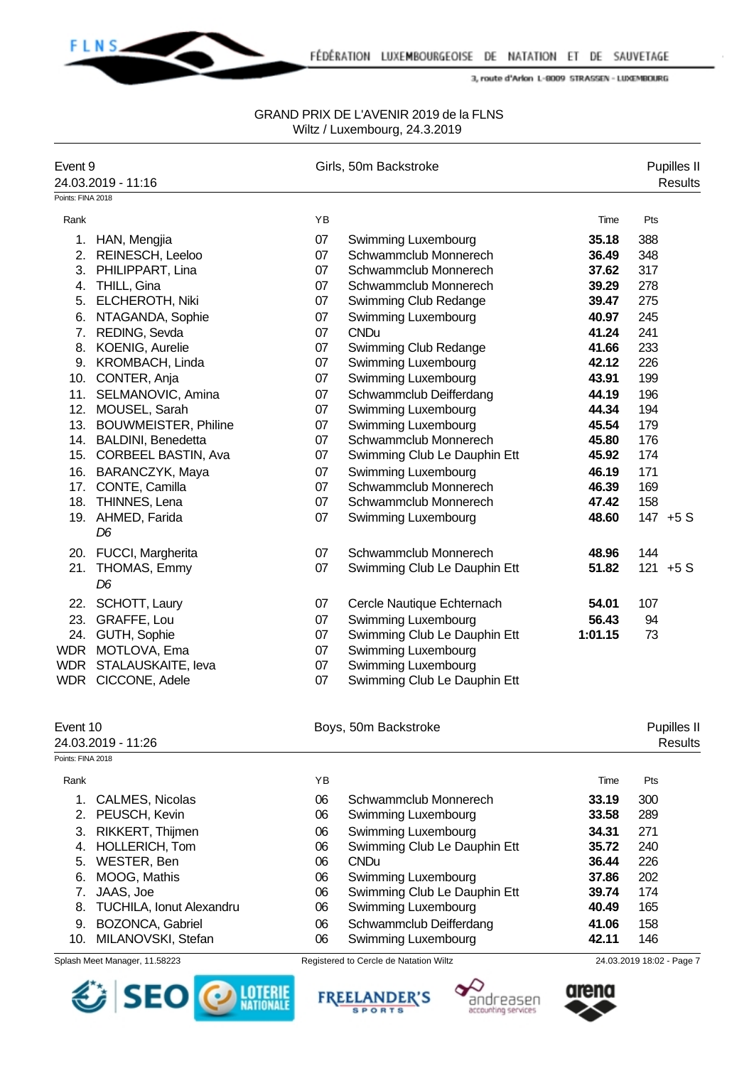GRAND PRIX DE L'AVENIR 2019 de la FLNS
Wiltz / Luxembourg, 24.3.2019

## Event 9 — Girls, 50m Backstroke — Pupilles II — Results

24.03.2019 - 11:16

Points: FINA 2018

| Rank | | YB | | Time | Pts | |
|---|---|---|---|---|---|---|
| 1. | HAN, Mengjia | 07 | Swimming Luxembourg | **35.18** | 388 | |
| 2. | REINESCH, Leeloo | 07 | Schwammclub Monnerech | **36.49** | 348 | |
| 3. | PHILIPPART, Lina | 07 | Schwammclub Monnerech | **37.62** | 317 | |
| 4. | THILL, Gina | 07 | Schwammclub Monnerech | **39.29** | 278 | |
| 5. | ELCHEROTH, Niki | 07 | Swimming Club Redange | **39.47** | 275 | |
| 6. | NTAGANDA, Sophie | 07 | Swimming Luxembourg | **40.97** | 245 | |
| 7. | REDING, Sevda | 07 | CNDu | **41.24** | 241 | |
| 8. | KOENIG, Aurelie | 07 | Swimming Club Redange | **41.66** | 233 | |
| 9. | KROMBACH, Linda | 07 | Swimming Luxembourg | **42.12** | 226 | |
| 10. | CONTER, Anja | 07 | Swimming Luxembourg | **43.91** | 199 | |
| 11. | SELMANOVIC, Amina | 07 | Schwammclub Deifferdang | **44.19** | 196 | |
| 12. | MOUSEL, Sarah | 07 | Swimming Luxembourg | **44.34** | 194 | |
| 13. | BOUWMEISTER, Philine | 07 | Swimming Luxembourg | **45.54** | 179 | |
| 14. | BALDINI, Benedetta | 07 | Schwammclub Monnerech | **45.80** | 176 | |
| 15. | CORBEEL BASTIN, Ava | 07 | Swimming Club Le Dauphin Ett | **45.92** | 174 | |
| 16. | BARANCZYK, Maya | 07 | Swimming Luxembourg | **46.19** | 171 | |
| 17. | CONTE, Camilla | 07 | Schwammclub Monnerech | **46.39** | 169 | |
| 18. | THINNES, Lena | 07 | Schwammclub Monnerech | **47.42** | 158 | |
| 19. | AHMED, Farida *D6* | 07 | Swimming Luxembourg | **48.60** | 147 | +5 S |
| 20. | FUCCI, Margherita | 07 | Schwammclub Monnerech | **48.96** | 144 | |
| 21. | THOMAS, Emmy *D6* | 07 | Swimming Club Le Dauphin Ett | **51.82** | 121 | +5 S |
| 22. | SCHOTT, Laury | 07 | Cercle Nautique Echternach | **54.01** | 107 | |
| 23. | GRAFFE, Lou | 07 | Swimming Luxembourg | **56.43** | 94 | |
| 24. | GUTH, Sophie | 07 | Swimming Club Le Dauphin Ett | **1:01.15** | 73 | |
| WDR | MOTLOVA, Ema | 07 | Swimming Luxembourg | | | |
| WDR | STALAUSKAITE, Ieva | 07 | Swimming Luxembourg | | | |
| WDR | CICCONE, Adele | 07 | Swimming Club Le Dauphin Ett | | | |

## Event 10 — Boys, 50m Backstroke — Pupilles II — Results

24.03.2019 - 11:26

Points: FINA 2018

| Rank | | YB | | Time | Pts |
|---|---|---|---|---|---|
| 1. | CALMES, Nicolas | 06 | Schwammclub Monnerech | **33.19** | 300 |
| 2. | PEUSCH, Kevin | 06 | Swimming Luxembourg | **33.58** | 289 |
| 3. | RIKKERT, Thijmen | 06 | Swimming Luxembourg | **34.31** | 271 |
| 4. | HOLLERICH, Tom | 06 | Swimming Club Le Dauphin Ett | **35.72** | 240 |
| 5. | WESTER, Ben | 06 | CNDu | **36.44** | 226 |
| 6. | MOOG, Mathis | 06 | Swimming Luxembourg | **37.86** | 202 |
| 7. | JAAS, Joe | 06 | Swimming Club Le Dauphin Ett | **39.74** | 174 |
| 8. | TUCHILA, Ionut Alexandru | 06 | Swimming Luxembourg | **40.49** | 165 |
| 9. | BOZONCA, Gabriel | 06 | Schwammclub Deifferdang | **41.06** | 158 |
| 10. | MILANOVSKI, Stefan | 06 | Swimming Luxembourg | **42.11** | 146 |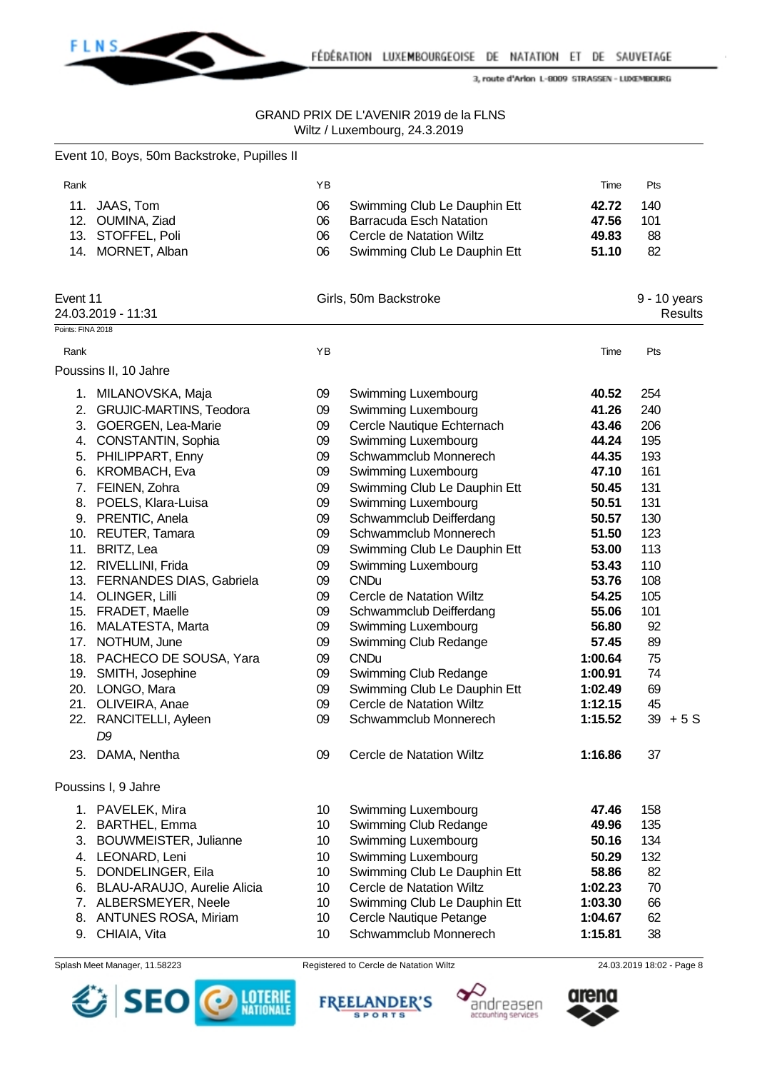GRAND PRIX DE L'AVENIR 2019 de la FLNS
Wiltz / Luxembourg, 24.3.2019

Event 10, Boys, 50m Backstroke, Pupilles II

| Rank | | YB | | Time | Pts |
|---|---|---|---|---|---|
| 11. | JAAS, Tom | 06 | Swimming Club Le Dauphin Ett | **42.72** | 140 |
| 12. | OUMINA, Ziad | 06 | Barracuda Esch Natation | **47.56** | 101 |
| 13. | STOFFEL, Poli | 06 | Cercle de Natation Wiltz | **49.83** | 88 |
| 14. | MORNET, Alban | 06 | Swimming Club Le Dauphin Ett | **51.10** | 82 |

Event 11 — Girls, 50m Backstroke — 9 - 10 years
24.03.2019 - 11:31 — Results

Points: FINA 2018

Poussins II, 10 Jahre

| Rank | | YB | | Time | Pts |
|---|---|---|---|---|---|
| 1. | MILANOVSKA, Maja | 09 | Swimming Luxembourg | **40.52** | 254 |
| 2. | GRUJIC-MARTINS, Teodora | 09 | Swimming Luxembourg | **41.26** | 240 |
| 3. | GOERGEN, Lea-Marie | 09 | Cercle Nautique Echternach | **43.46** | 206 |
| 4. | CONSTANTIN, Sophia | 09 | Swimming Luxembourg | **44.24** | 195 |
| 5. | PHILIPPART, Enny | 09 | Schwammclub Monnerech | **44.35** | 193 |
| 6. | KROMBACH, Eva | 09 | Swimming Luxembourg | **47.10** | 161 |
| 7. | FEINEN, Zohra | 09 | Swimming Club Le Dauphin Ett | **50.45** | 131 |
| 8. | POELS, Klara-Luisa | 09 | Swimming Luxembourg | **50.51** | 131 |
| 9. | PRENTIC, Anela | 09 | Schwammclub Deifferdang | **50.57** | 130 |
| 10. | REUTER, Tamara | 09 | Schwammclub Monnerech | **51.50** | 123 |
| 11. | BRITZ, Lea | 09 | Swimming Club Le Dauphin Ett | **53.00** | 113 |
| 12. | RIVELLINI, Frida | 09 | Swimming Luxembourg | **53.43** | 110 |
| 13. | FERNANDES DIAS, Gabriela | 09 | CNDu | **53.76** | 108 |
| 14. | OLINGER, Lilli | 09 | Cercle de Natation Wiltz | **54.25** | 105 |
| 15. | FRADET, Maelle | 09 | Schwammclub Deifferdang | **55.06** | 101 |
| 16. | MALATESTA, Marta | 09 | Swimming Luxembourg | **56.80** | 92 |
| 17. | NOTHUM, June | 09 | Swimming Club Redange | **57.45** | 89 |
| 18. | PACHECO DE SOUSA, Yara | 09 | CNDu | **1:00.64** | 75 |
| 19. | SMITH, Josephine | 09 | Swimming Club Redange | **1:00.91** | 74 |
| 20. | LONGO, Mara | 09 | Swimming Club Le Dauphin Ett | **1:02.49** | 69 |
| 21. | OLIVEIRA, Anae | 09 | Cercle de Natation Wiltz | **1:12.15** | 45 |
| 22. | RANCITELLI, Ayleen *D9* | 09 | Schwammclub Monnerech | **1:15.52** | 39 + 5 S |
| 23. | DAMA, Nentha | 09 | Cercle de Natation Wiltz | **1:16.86** | 37 |

Poussins I, 9 Jahre

| Rank | | YB | | Time | Pts |
|---|---|---|---|---|---|
| 1. | PAVELEK, Mira | 10 | Swimming Luxembourg | **47.46** | 158 |
| 2. | BARTHEL, Emma | 10 | Swimming Club Redange | **49.96** | 135 |
| 3. | BOUWMEISTER, Julianne | 10 | Swimming Luxembourg | **50.16** | 134 |
| 4. | LEONARD, Leni | 10 | Swimming Luxembourg | **50.29** | 132 |
| 5. | DONDELINGER, Eila | 10 | Swimming Club Le Dauphin Ett | **58.86** | 82 |
| 6. | BLAU-ARAUJO, Aurelie Alicia | 10 | Cercle de Natation Wiltz | **1:02.23** | 70 |
| 7. | ALBERSMEYER, Neele | 10 | Swimming Club Le Dauphin Ett | **1:03.30** | 66 |
| 8. | ANTUNES ROSA, Miriam | 10 | Cercle Nautique Petange | **1:04.67** | 62 |
| 9. | CHIAIA, Vita | 10 | Schwammclub Monnerech | **1:15.81** | 38 |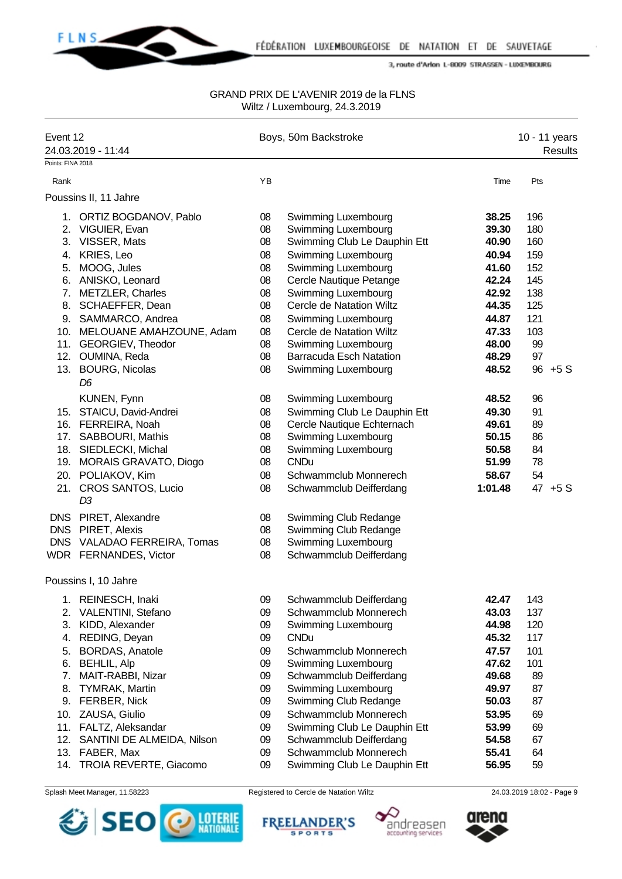GRAND PRIX DE L'AVENIR 2019 de la FLNS
Wiltz / Luxembourg, 24.3.2019

Event 12 — Boys, 50m Backstroke — 10 - 11 years
24.03.2019 - 11:44 — Results

Points: FINA 2018

### Poussins II, 11 Jahre

| Rank | Name | YB | Club | Time | Pts |
|---|---|---|---|---|---|
| 1. | ORTIZ BOGDANOV, Pablo | 08 | Swimming Luxembourg | **38.25** | 196 |
| 2. | VIGUIER, Evan | 08 | Swimming Luxembourg | **39.30** | 180 |
| 3. | VISSER, Mats | 08 | Swimming Club Le Dauphin Ett | **40.90** | 160 |
| 4. | KRIES, Leo | 08 | Swimming Luxembourg | **40.94** | 159 |
| 5. | MOOG, Jules | 08 | Swimming Luxembourg | **41.60** | 152 |
| 6. | ANISKO, Leonard | 08 | Cercle Nautique Petange | **42.24** | 145 |
| 7. | METZLER, Charles | 08 | Swimming Luxembourg | **42.92** | 138 |
| 8. | SCHAEFFER, Dean | 08 | Cercle de Natation Wiltz | **44.35** | 125 |
| 9. | SAMMARCO, Andrea | 08 | Swimming Luxembourg | **44.87** | 121 |
| 10. | MELOUANE AMAHZOUNE, Adam | 08 | Cercle de Natation Wiltz | **47.33** | 103 |
| 11. | GEORGIEV, Theodor | 08 | Swimming Luxembourg | **48.00** | 99 |
| 12. | OUMINA, Reda | 08 | Barracuda Esch Natation | **48.29** | 97 |
| 13. | BOURG, Nicolas *D6* | 08 | Swimming Luxembourg | **48.52** | 96 +5 S |
| | KUNEN, Fynn | 08 | Swimming Luxembourg | **48.52** | 96 |
| 15. | STAICU, David-Andrei | 08 | Swimming Club Le Dauphin Ett | **49.30** | 91 |
| 16. | FERREIRA, Noah | 08 | Cercle Nautique Echternach | **49.61** | 89 |
| 17. | SABBOURI, Mathis | 08 | Swimming Luxembourg | **50.15** | 86 |
| 18. | SIEDLECKI, Michal | 08 | Swimming Luxembourg | **50.58** | 84 |
| 19. | MORAIS GRAVATO, Diogo | 08 | CNDu | **51.99** | 78 |
| 20. | POLIAKOV, Kim | 08 | Schwammclub Monnerech | **58.67** | 54 |
| 21. | CROS SANTOS, Lucio *D3* | 08 | Schwammclub Deifferdang | **1:01.48** | 47 +5 S |
| DNS | PIRET, Alexandre | 08 | Swimming Club Redange | | |
| DNS | PIRET, Alexis | 08 | Swimming Club Redange | | |
| DNS | VALADAO FERREIRA, Tomas | 08 | Swimming Luxembourg | | |
| WDR | FERNANDES, Victor | 08 | Schwammclub Deifferdang | | |

### Poussins I, 10 Jahre

| Rank | Name | YB | Club | Time | Pts |
|---|---|---|---|---|---|
| 1. | REINESCH, Inaki | 09 | Schwammclub Deifferdang | **42.47** | 143 |
| 2. | VALENTINI, Stefano | 09 | Schwammclub Monnerech | **43.03** | 137 |
| 3. | KIDD, Alexander | 09 | Swimming Luxembourg | **44.98** | 120 |
| 4. | REDING, Deyan | 09 | CNDu | **45.32** | 117 |
| 5. | BORDAS, Anatole | 09 | Schwammclub Monnerech | **47.57** | 101 |
| 6. | BEHLIL, Alp | 09 | Swimming Luxembourg | **47.62** | 101 |
| 7. | MAIT-RABBI, Nizar | 09 | Schwammclub Deifferdang | **49.68** | 89 |
| 8. | TYMRAK, Martin | 09 | Swimming Luxembourg | **49.97** | 87 |
| 9. | FERBER, Nick | 09 | Swimming Club Redange | **50.03** | 87 |
| 10. | ZAUSA, Giulio | 09 | Schwammclub Monnerech | **53.95** | 69 |
| 11. | FALTZ, Aleksandar | 09 | Swimming Club Le Dauphin Ett | **53.99** | 69 |
| 12. | SANTINI DE ALMEIDA, Nilson | 09 | Schwammclub Deifferdang | **54.58** | 67 |
| 13. | FABER, Max | 09 | Schwammclub Monnerech | **55.41** | 64 |
| 14. | TROIA REVERTE, Giacomo | 09 | Swimming Club Le Dauphin Ett | **56.95** | 59 |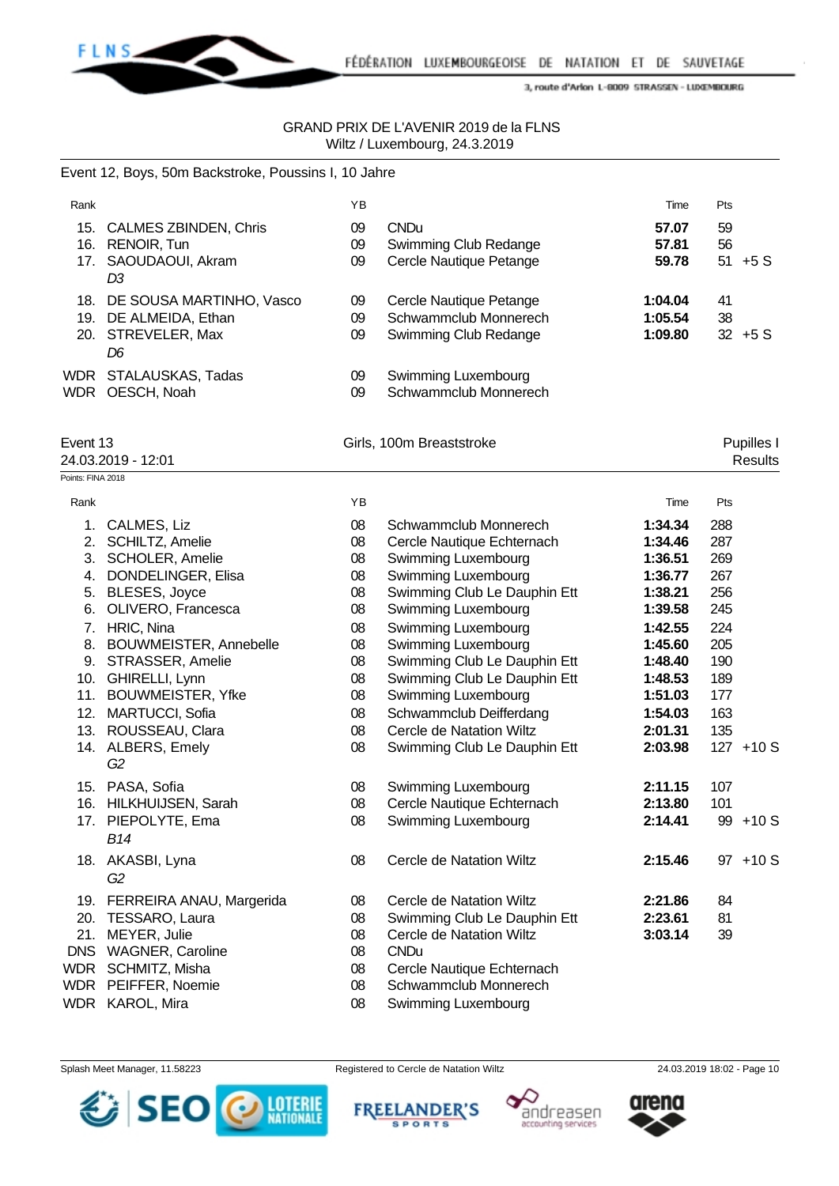GRAND PRIX DE L'AVENIR 2019 de la FLNS
Wiltz / Luxembourg, 24.3.2019

## Event 12, Boys, 50m Backstroke, Poussins I, 10 Jahre

| Rank | | YB | | Time | Pts | |
|---|---|---|---|---|---|---|
| 15. | CALMES ZBINDEN, Chris | 09 | CNDu | **57.07** | 59 | |
| 16. | RENOIR, Tun | 09 | Swimming Club Redange | **57.81** | 56 | |
| 17. | SAOUDAOUI, Akram<br>*D3* | 09 | Cercle Nautique Petange | **59.78** | 51 | +5 S |
| 18. | DE SOUSA MARTINHO, Vasco | 09 | Cercle Nautique Petange | **1:04.04** | 41 | |
| 19. | DE ALMEIDA, Ethan | 09 | Schwammclub Monnerech | **1:05.54** | 38 | |
| 20. | STREVELER, Max<br>*D6* | 09 | Swimming Club Redange | **1:09.80** | 32 | +5 S |
| WDR | STALAUSKAS, Tadas | 09 | Swimming Luxembourg | | | |
| WDR | OESCH, Noah | 09 | Schwammclub Monnerech | | | |

## Event 13 — Girls, 100m Breaststroke — Pupilles I

24.03.2019 - 12:01 — Results

Points: FINA 2018

| Rank | | YB | | Time | Pts | |
|---|---|---|---|---|---|---|
| 1. | CALMES, Liz | 08 | Schwammclub Monnerech | **1:34.34** | 288 | |
| 2. | SCHILTZ, Amelie | 08 | Cercle Nautique Echternach | **1:34.46** | 287 | |
| 3. | SCHOLER, Amelie | 08 | Swimming Luxembourg | **1:36.51** | 269 | |
| 4. | DONDELINGER, Elisa | 08 | Swimming Luxembourg | **1:36.77** | 267 | |
| 5. | BLESES, Joyce | 08 | Swimming Club Le Dauphin Ett | **1:38.21** | 256 | |
| 6. | OLIVERO, Francesca | 08 | Swimming Luxembourg | **1:39.58** | 245 | |
| 7. | HRIC, Nina | 08 | Swimming Luxembourg | **1:42.55** | 224 | |
| 8. | BOUWMEISTER, Annebelle | 08 | Swimming Luxembourg | **1:45.60** | 205 | |
| 9. | STRASSER, Amelie | 08 | Swimming Club Le Dauphin Ett | **1:48.40** | 190 | |
| 10. | GHIRELLI, Lynn | 08 | Swimming Club Le Dauphin Ett | **1:48.53** | 189 | |
| 11. | BOUWMEISTER, Yfke | 08 | Swimming Luxembourg | **1:51.03** | 177 | |
| 12. | MARTUCCI, Sofia | 08 | Schwammclub Deifferdang | **1:54.03** | 163 | |
| 13. | ROUSSEAU, Clara | 08 | Cercle de Natation Wiltz | **2:01.31** | 135 | |
| 14. | ALBERS, Emely<br>*G2* | 08 | Swimming Club Le Dauphin Ett | **2:03.98** | 127 | +10 S |
| 15. | PASA, Sofia | 08 | Swimming Luxembourg | **2:11.15** | 107 | |
| 16. | HILKHUIJSEN, Sarah | 08 | Cercle Nautique Echternach | **2:13.80** | 101 | |
| 17. | PIEPOLYTE, Ema<br>*B14* | 08 | Swimming Luxembourg | **2:14.41** | 99 | +10 S |
| 18. | AKASBI, Lyna<br>*G2* | 08 | Cercle de Natation Wiltz | **2:15.46** | 97 | +10 S |
| 19. | FERREIRA ANAU, Margerida | 08 | Cercle de Natation Wiltz | **2:21.86** | 84 | |
| 20. | TESSARO, Laura | 08 | Swimming Club Le Dauphin Ett | **2:23.61** | 81 | |
| 21. | MEYER, Julie | 08 | Cercle de Natation Wiltz | **3:03.14** | 39 | |
| DNS | WAGNER, Caroline | 08 | CNDu | | | |
| WDR | SCHMITZ, Misha | 08 | Cercle Nautique Echternach | | | |
| WDR | PEIFFER, Noemie | 08 | Schwammclub Monnerech | | | |
| WDR | KAROL, Mira | 08 | Swimming Luxembourg | | | |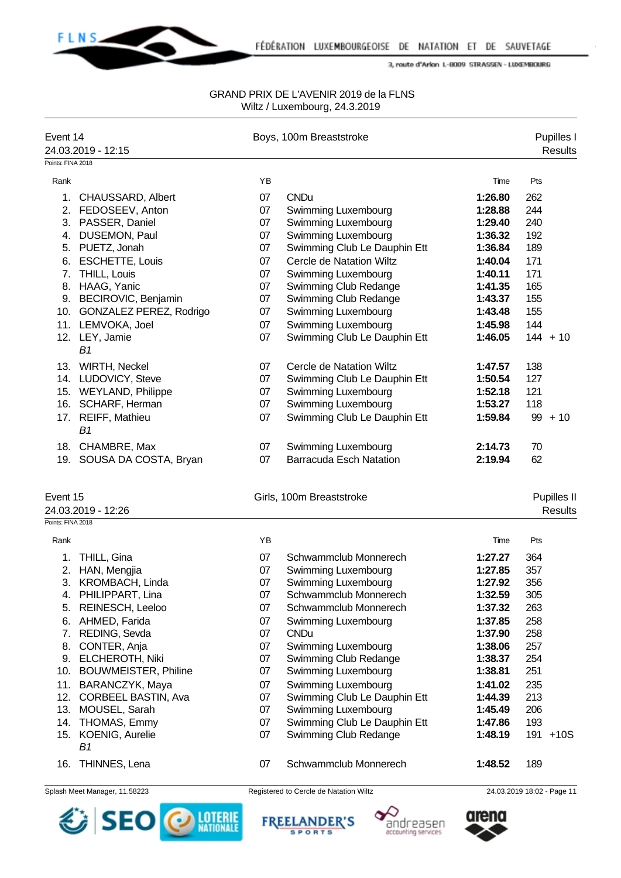GRAND PRIX DE L'AVENIR 2019 de la FLNS
Wiltz / Luxembourg, 24.3.2019

## Event 14 — Boys, 100m Breaststroke — Pupilles I

24.03.2019 - 12:15 — Results

Points: FINA 2018

| Rank | Name | YB | Club | Time | Pts |
|---|---|---|---|---|---|
| 1. | CHAUSSARD, Albert | 07 | CNDu | **1:26.80** | 262 |
| 2. | FEDOSEEV, Anton | 07 | Swimming Luxembourg | **1:28.88** | 244 |
| 3. | PASSER, Daniel | 07 | Swimming Luxembourg | **1:29.40** | 240 |
| 4. | DUSEMON, Paul | 07 | Swimming Luxembourg | **1:36.32** | 192 |
| 5. | PUETZ, Jonah | 07 | Swimming Club Le Dauphin Ett | **1:36.84** | 189 |
| 6. | ESCHETTE, Louis | 07 | Cercle de Natation Wiltz | **1:40.04** | 171 |
| 7. | THILL, Louis | 07 | Swimming Luxembourg | **1:40.11** | 171 |
| 8. | HAAG, Yanic | 07 | Swimming Club Redange | **1:41.35** | 165 |
| 9. | BECIROVIC, Benjamin | 07 | Swimming Club Redange | **1:43.37** | 155 |
| 10. | GONZALEZ PEREZ, Rodrigo | 07 | Swimming Luxembourg | **1:43.48** | 155 |
| 11. | LEMVOKA, Joel | 07 | Swimming Luxembourg | **1:45.98** | 144 |
| 12. | LEY, Jamie *B1* | 07 | Swimming Club Le Dauphin Ett | **1:46.05** | 144 + 10 |
| 13. | WIRTH, Neckel | 07 | Cercle de Natation Wiltz | **1:47.57** | 138 |
| 14. | LUDOVICY, Steve | 07 | Swimming Club Le Dauphin Ett | **1:50.54** | 127 |
| 15. | WEYLAND, Philippe | 07 | Swimming Luxembourg | **1:52.18** | 121 |
| 16. | SCHARF, Herman | 07 | Swimming Luxembourg | **1:53.27** | 118 |
| 17. | REIFF, Mathieu *B1* | 07 | Swimming Club Le Dauphin Ett | **1:59.84** | 99 + 10 |
| 18. | CHAMBRE, Max | 07 | Swimming Luxembourg | **2:14.73** | 70 |
| 19. | SOUSA DA COSTA, Bryan | 07 | Barracuda Esch Natation | **2:19.94** | 62 |

## Event 15 — Girls, 100m Breaststroke — Pupilles II

24.03.2019 - 12:26 — Results

Points: FINA 2018

| Rank | Name | YB | Club | Time | Pts |
|---|---|---|---|---|---|
| 1. | THILL, Gina | 07 | Schwammclub Monnerech | **1:27.27** | 364 |
| 2. | HAN, Mengjia | 07 | Swimming Luxembourg | **1:27.85** | 357 |
| 3. | KROMBACH, Linda | 07 | Swimming Luxembourg | **1:27.92** | 356 |
| 4. | PHILIPPART, Lina | 07 | Schwammclub Monnerech | **1:32.59** | 305 |
| 5. | REINESCH, Leeloo | 07 | Schwammclub Monnerech | **1:37.32** | 263 |
| 6. | AHMED, Farida | 07 | Swimming Luxembourg | **1:37.85** | 258 |
| 7. | REDING, Sevda | 07 | CNDu | **1:37.90** | 258 |
| 8. | CONTER, Anja | 07 | Swimming Luxembourg | **1:38.06** | 257 |
| 9. | ELCHEROTH, Niki | 07 | Swimming Club Redange | **1:38.37** | 254 |
| 10. | BOUWMEISTER, Philine | 07 | Swimming Luxembourg | **1:38.81** | 251 |
| 11. | BARANCZYK, Maya | 07 | Swimming Luxembourg | **1:41.02** | 235 |
| 12. | CORBEEL BASTIN, Ava | 07 | Swimming Club Le Dauphin Ett | **1:44.39** | 213 |
| 13. | MOUSEL, Sarah | 07 | Swimming Luxembourg | **1:45.49** | 206 |
| 14. | THOMAS, Emmy | 07 | Swimming Club Le Dauphin Ett | **1:47.86** | 193 |
| 15. | KOENIG, Aurelie *B1* | 07 | Swimming Club Redange | **1:48.19** | 191 +10S |
| 16. | THINNES, Lena | 07 | Schwammclub Monnerech | **1:48.52** | 189 |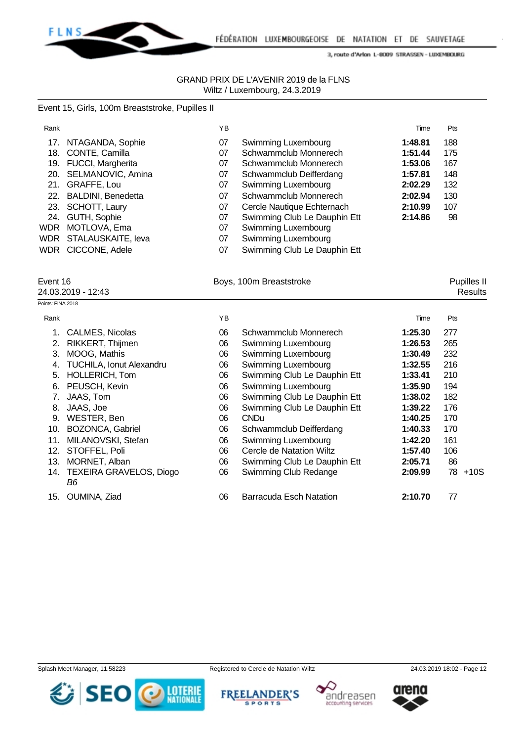GRAND PRIX DE L'AVENIR 2019 de la FLNS
Wiltz / Luxembourg, 24.3.2019

Event 15, Girls, 100m Breaststroke, Pupilles II

| Rank | | YB | | Time | Pts |
|---|---|---|---|---|---|
| 17. | NTAGANDA, Sophie | 07 | Swimming Luxembourg | **1:48.81** | 188 |
| 18. | CONTE, Camilla | 07 | Schwammclub Monnerech | **1:51.44** | 175 |
| 19. | FUCCI, Margherita | 07 | Schwammclub Monnerech | **1:53.06** | 167 |
| 20. | SELMANOVIC, Amina | 07 | Schwammclub Deifferdang | **1:57.81** | 148 |
| 21. | GRAFFE, Lou | 07 | Swimming Luxembourg | **2:02.29** | 132 |
| 22. | BALDINI, Benedetta | 07 | Schwammclub Monnerech | **2:02.94** | 130 |
| 23. | SCHOTT, Laury | 07 | Cercle Nautique Echternach | **2:10.99** | 107 |
| 24. | GUTH, Sophie | 07 | Swimming Club Le Dauphin Ett | **2:14.86** | 98 |
| WDR | MOTLOVA, Ema | 07 | Swimming Luxembourg | | |
| WDR | STALAUSKAITE, Ieva | 07 | Swimming Luxembourg | | |
| WDR | CICCONE, Adele | 07 | Swimming Club Le Dauphin Ett | | |

Event 16 — Boys, 100m Breaststroke — Pupilles II
24.03.2019 - 12:43 — Results

Points: FINA 2018

| Rank | | YB | | Time | Pts |
|---|---|---|---|---|---|
| 1. | CALMES, Nicolas | 06 | Schwammclub Monnerech | **1:25.30** | 277 |
| 2. | RIKKERT, Thijmen | 06 | Swimming Luxembourg | **1:26.53** | 265 |
| 3. | MOOG, Mathis | 06 | Swimming Luxembourg | **1:30.49** | 232 |
| 4. | TUCHILA, Ionut Alexandru | 06 | Swimming Luxembourg | **1:32.55** | 216 |
| 5. | HOLLERICH, Tom | 06 | Swimming Club Le Dauphin Ett | **1:33.41** | 210 |
| 6. | PEUSCH, Kevin | 06 | Swimming Luxembourg | **1:35.90** | 194 |
| 7. | JAAS, Tom | 06 | Swimming Club Le Dauphin Ett | **1:38.02** | 182 |
| 8. | JAAS, Joe | 06 | Swimming Club Le Dauphin Ett | **1:39.22** | 176 |
| 9. | WESTER, Ben | 06 | CNDu | **1:40.25** | 170 |
| 10. | BOZONCA, Gabriel | 06 | Schwammclub Deifferdang | **1:40.33** | 170 |
| 11. | MILANOVSKI, Stefan | 06 | Swimming Luxembourg | **1:42.20** | 161 |
| 12. | STOFFEL, Poli | 06 | Cercle de Natation Wiltz | **1:57.40** | 106 |
| 13. | MORNET, Alban | 06 | Swimming Club Le Dauphin Ett | **2:05.71** | 86 |
| 14. | TEXEIRA GRAVELOS, Diogo *B6* | 06 | Swimming Club Redange | **2:09.99** | 78 +10S |
| 15. | OUMINA, Ziad | 06 | Barracuda Esch Natation | **2:10.70** | 77 |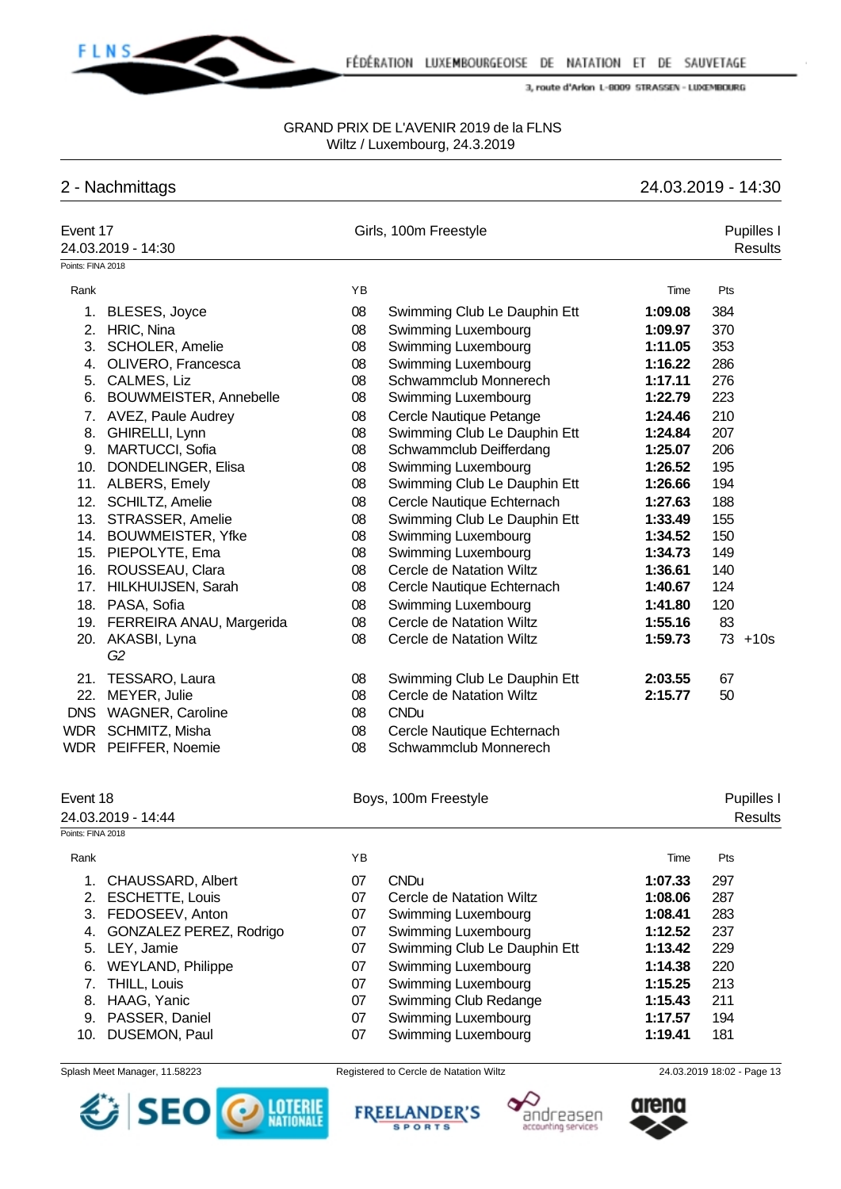GRAND PRIX DE L'AVENIR 2019 de la FLNS
Wiltz / Luxembourg, 24.3.2019

## 2 - Nachmittags

24.03.2019 - 14:30

### Event 17 — Girls, 100m Freestyle — Pupilles I

24.03.2019 - 14:30 — Results

Points: FINA 2018

| Rank | Name | YB | Club | Time | Pts |
|---|---|---|---|---|---|
| 1. | BLESES, Joyce | 08 | Swimming Club Le Dauphin Ett | **1:09.08** | 384 |
| 2. | HRIC, Nina | 08 | Swimming Luxembourg | **1:09.97** | 370 |
| 3. | SCHOLER, Amelie | 08 | Swimming Luxembourg | **1:11.05** | 353 |
| 4. | OLIVERO, Francesca | 08 | Swimming Luxembourg | **1:16.22** | 286 |
| 5. | CALMES, Liz | 08 | Schwammclub Monnerech | **1:17.11** | 276 |
| 6. | BOUWMEISTER, Annebelle | 08 | Swimming Luxembourg | **1:22.79** | 223 |
| 7. | AVEZ, Paule Audrey | 08 | Cercle Nautique Petange | **1:24.46** | 210 |
| 8. | GHIRELLI, Lynn | 08 | Swimming Club Le Dauphin Ett | **1:24.84** | 207 |
| 9. | MARTUCCI, Sofia | 08 | Schwammclub Deifferdang | **1:25.07** | 206 |
| 10. | DONDELINGER, Elisa | 08 | Swimming Luxembourg | **1:26.52** | 195 |
| 11. | ALBERS, Emely | 08 | Swimming Club Le Dauphin Ett | **1:26.66** | 194 |
| 12. | SCHILTZ, Amelie | 08 | Cercle Nautique Echternach | **1:27.63** | 188 |
| 13. | STRASSER, Amelie | 08 | Swimming Club Le Dauphin Ett | **1:33.49** | 155 |
| 14. | BOUWMEISTER, Yfke | 08 | Swimming Luxembourg | **1:34.52** | 150 |
| 15. | PIEPOLYTE, Ema | 08 | Swimming Luxembourg | **1:34.73** | 149 |
| 16. | ROUSSEAU, Clara | 08 | Cercle de Natation Wiltz | **1:36.61** | 140 |
| 17. | HILKHUIJSEN, Sarah | 08 | Cercle Nautique Echternach | **1:40.67** | 124 |
| 18. | PASA, Sofia | 08 | Swimming Luxembourg | **1:41.80** | 120 |
| 19. | FERREIRA ANAU, Margerida | 08 | Cercle de Natation Wiltz | **1:55.16** | 83 |
| 20. | AKASBI, Lyna *G2* | 08 | Cercle de Natation Wiltz | **1:59.73** | 73 +10s |
| 21. | TESSARO, Laura | 08 | Swimming Club Le Dauphin Ett | **2:03.55** | 67 |
| 22. | MEYER, Julie | 08 | Cercle de Natation Wiltz | **2:15.77** | 50 |
| DNS | WAGNER, Caroline | 08 | CNDu | | |
| WDR | SCHMITZ, Misha | 08 | Cercle Nautique Echternach | | |
| WDR | PEIFFER, Noemie | 08 | Schwammclub Monnerech | | |

### Event 18 — Boys, 100m Freestyle — Pupilles I

24.03.2019 - 14:44 — Results

Points: FINA 2018

| Rank | Name | YB | Club | Time | Pts |
|---|---|---|---|---|---|
| 1. | CHAUSSARD, Albert | 07 | CNDu | **1:07.33** | 297 |
| 2. | ESCHETTE, Louis | 07 | Cercle de Natation Wiltz | **1:08.06** | 287 |
| 3. | FEDOSEEV, Anton | 07 | Swimming Luxembourg | **1:08.41** | 283 |
| 4. | GONZALEZ PEREZ, Rodrigo | 07 | Swimming Luxembourg | **1:12.52** | 237 |
| 5. | LEY, Jamie | 07 | Swimming Club Le Dauphin Ett | **1:13.42** | 229 |
| 6. | WEYLAND, Philippe | 07 | Swimming Luxembourg | **1:14.38** | 220 |
| 7. | THILL, Louis | 07 | Swimming Luxembourg | **1:15.25** | 213 |
| 8. | HAAG, Yanic | 07 | Swimming Club Redange | **1:15.43** | 211 |
| 9. | PASSER, Daniel | 07 | Swimming Luxembourg | **1:17.57** | 194 |
| 10. | DUSEMON, Paul | 07 | Swimming Luxembourg | **1:19.41** | 181 |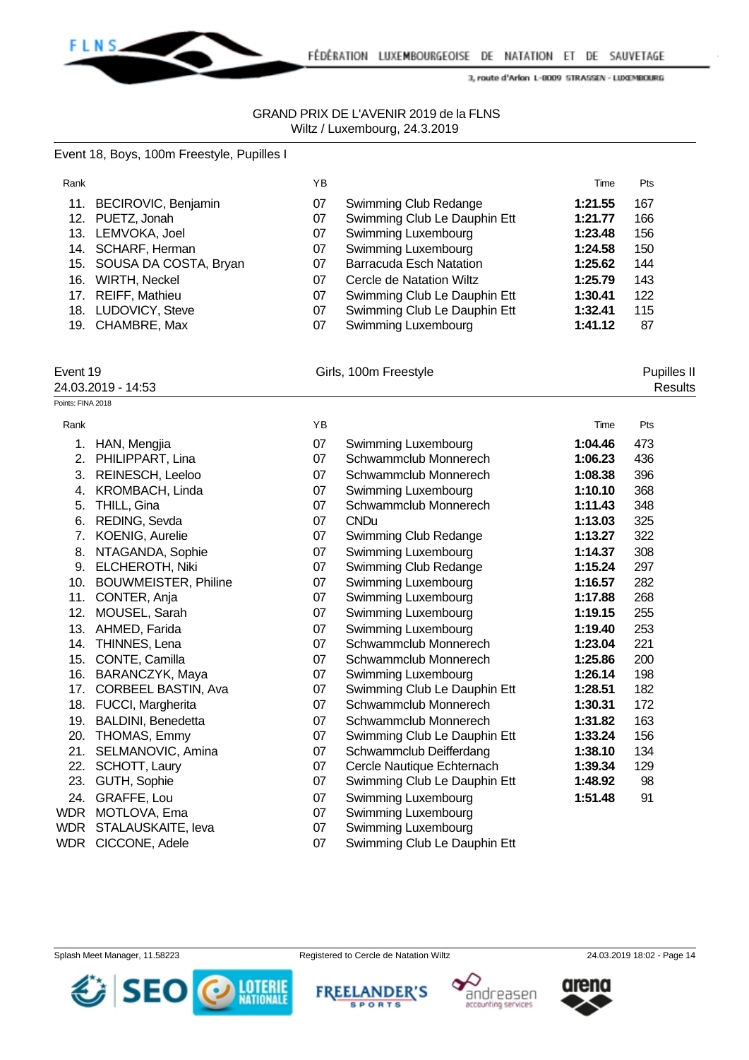GRAND PRIX DE L'AVENIR 2019 de la FLNS
Wiltz / Luxembourg, 24.3.2019

Event 18, Boys, 100m Freestyle, Pupilles I

| Rank | | YB | | Time | Pts |
|---|---|---|---|---|---|
| 11. | BECIROVIC, Benjamin | 07 | Swimming Club Redange | **1:21.55** | 167 |
| 12. | PUETZ, Jonah | 07 | Swimming Club Le Dauphin Ett | **1:21.77** | 166 |
| 13. | LEMVOKA, Joel | 07 | Swimming Luxembourg | **1:23.48** | 156 |
| 14. | SCHARF, Herman | 07 | Swimming Luxembourg | **1:24.58** | 150 |
| 15. | SOUSA DA COSTA, Bryan | 07 | Barracuda Esch Natation | **1:25.62** | 144 |
| 16. | WIRTH, Neckel | 07 | Cercle de Natation Wiltz | **1:25.79** | 143 |
| 17. | REIFF, Mathieu | 07 | Swimming Club Le Dauphin Ett | **1:30.41** | 122 |
| 18. | LUDOVICY, Steve | 07 | Swimming Club Le Dauphin Ett | **1:32.41** | 115 |
| 19. | CHAMBRE, Max | 07 | Swimming Luxembourg | **1:41.12** | 87 |

Event 19 — Girls, 100m Freestyle — Pupilles II
24.03.2019 - 14:53 — Results

Points: FINA 2018

| Rank | | YB | | Time | Pts |
|---|---|---|---|---|---|
| 1. | HAN, Mengjia | 07 | Swimming Luxembourg | **1:04.46** | 473 |
| 2. | PHILIPPART, Lina | 07 | Schwammclub Monnerech | **1:06.23** | 436 |
| 3. | REINESCH, Leeloo | 07 | Schwammclub Monnerech | **1:08.38** | 396 |
| 4. | KROMBACH, Linda | 07 | Swimming Luxembourg | **1:10.10** | 368 |
| 5. | THILL, Gina | 07 | Schwammclub Monnerech | **1:11.43** | 348 |
| 6. | REDING, Sevda | 07 | CNDu | **1:13.03** | 325 |
| 7. | KOENIG, Aurelie | 07 | Swimming Club Redange | **1:13.27** | 322 |
| 8. | NTAGANDA, Sophie | 07 | Swimming Luxembourg | **1:14.37** | 308 |
| 9. | ELCHEROTH, Niki | 07 | Swimming Club Redange | **1:15.24** | 297 |
| 10. | BOUWMEISTER, Philine | 07 | Swimming Luxembourg | **1:16.57** | 282 |
| 11. | CONTER, Anja | 07 | Swimming Luxembourg | **1:17.88** | 268 |
| 12. | MOUSEL, Sarah | 07 | Swimming Luxembourg | **1:19.15** | 255 |
| 13. | AHMED, Farida | 07 | Swimming Luxembourg | **1:19.40** | 253 |
| 14. | THINNES, Lena | 07 | Schwammclub Monnerech | **1:23.04** | 221 |
| 15. | CONTE, Camilla | 07 | Schwammclub Monnerech | **1:25.86** | 200 |
| 16. | BARANCZYK, Maya | 07 | Swimming Luxembourg | **1:26.14** | 198 |
| 17. | CORBEEL BASTIN, Ava | 07 | Swimming Club Le Dauphin Ett | **1:28.51** | 182 |
| 18. | FUCCI, Margherita | 07 | Schwammclub Monnerech | **1:30.31** | 172 |
| 19. | BALDINI, Benedetta | 07 | Schwammclub Monnerech | **1:31.82** | 163 |
| 20. | THOMAS, Emmy | 07 | Swimming Club Le Dauphin Ett | **1:33.24** | 156 |
| 21. | SELMANOVIC, Amina | 07 | Schwammclub Deifferdang | **1:38.10** | 134 |
| 22. | SCHOTT, Laury | 07 | Cercle Nautique Echternach | **1:39.34** | 129 |
| 23. | GUTH, Sophie | 07 | Swimming Club Le Dauphin Ett | **1:48.92** | 98 |
| 24. | GRAFFE, Lou | 07 | Swimming Luxembourg | **1:51.48** | 91 |
| WDR | MOTLOVA, Ema | 07 | Swimming Luxembourg | | |
| WDR | STALAUSKAITE, Ieva | 07 | Swimming Luxembourg | | |
| WDR | CICCONE, Adele | 07 | Swimming Club Le Dauphin Ett | | |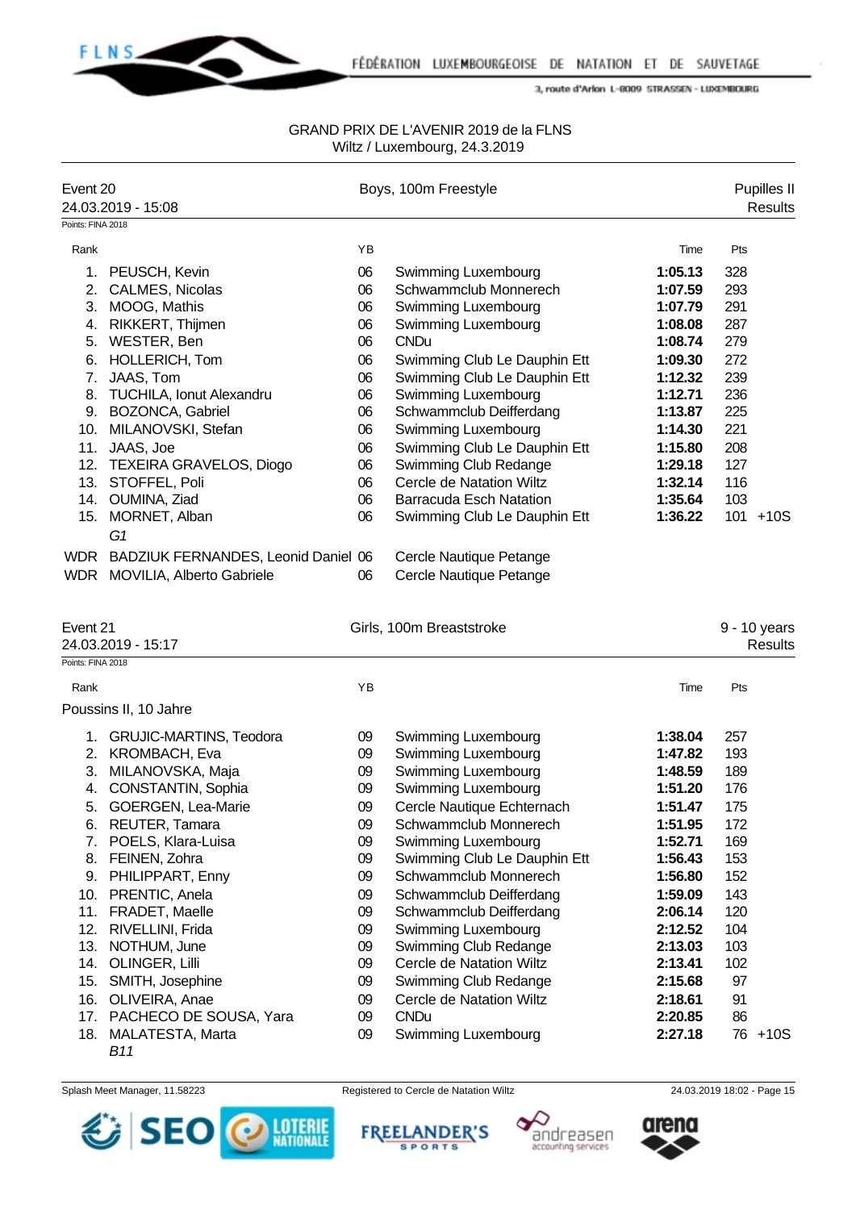GRAND PRIX DE L'AVENIR 2019 de la FLNS
Wiltz / Luxembourg, 24.3.2019

## Event 20 — Boys, 100m Freestyle — Pupilles II

24.03.2019 - 15:08 — Results

Points: FINA 2018

| Rank | | YB | | Time | Pts | |
|---|---|---|---|---|---|---|
| 1. | PEUSCH, Kevin | 06 | Swimming Luxembourg | **1:05.13** | 328 | |
| 2. | CALMES, Nicolas | 06 | Schwammclub Monnerech | **1:07.59** | 293 | |
| 3. | MOOG, Mathis | 06 | Swimming Luxembourg | **1:07.79** | 291 | |
| 4. | RIKKERT, Thijmen | 06 | Swimming Luxembourg | **1:08.08** | 287 | |
| 5. | WESTER, Ben | 06 | CNDu | **1:08.74** | 279 | |
| 6. | HOLLERICH, Tom | 06 | Swimming Club Le Dauphin Ett | **1:09.30** | 272 | |
| 7. | JAAS, Tom | 06 | Swimming Club Le Dauphin Ett | **1:12.32** | 239 | |
| 8. | TUCHILA, Ionut Alexandru | 06 | Swimming Luxembourg | **1:12.71** | 236 | |
| 9. | BOZONCA, Gabriel | 06 | Schwammclub Deifferdang | **1:13.87** | 225 | |
| 10. | MILANOVSKI, Stefan | 06 | Swimming Luxembourg | **1:14.30** | 221 | |
| 11. | JAAS, Joe | 06 | Swimming Club Le Dauphin Ett | **1:15.80** | 208 | |
| 12. | TEXEIRA GRAVELOS, Diogo | 06 | Swimming Club Redange | **1:29.18** | 127 | |
| 13. | STOFFEL, Poli | 06 | Cercle de Natation Wiltz | **1:32.14** | 116 | |
| 14. | OUMINA, Ziad | 06 | Barracuda Esch Natation | **1:35.64** | 103 | |
| 15. | MORNET, Alban *G1* | 06 | Swimming Club Le Dauphin Ett | **1:36.22** | 101 | +10S |
| WDR | BADZIUK FERNANDES, Leonid Daniel | 06 | Cercle Nautique Petange | | | |
| WDR | MOVILIA, Alberto Gabriele | 06 | Cercle Nautique Petange | | | |

## Event 21 — Girls, 100m Breaststroke — 9 - 10 years

24.03.2019 - 15:17 — Results

Points: FINA 2018

Poussins II, 10 Jahre

| Rank | | YB | | Time | Pts | |
|---|---|---|---|---|---|---|
| 1. | GRUJIC-MARTINS, Teodora | 09 | Swimming Luxembourg | **1:38.04** | 257 | |
| 2. | KROMBACH, Eva | 09 | Swimming Luxembourg | **1:47.82** | 193 | |
| 3. | MILANOVSKA, Maja | 09 | Swimming Luxembourg | **1:48.59** | 189 | |
| 4. | CONSTANTIN, Sophia | 09 | Swimming Luxembourg | **1:51.20** | 176 | |
| 5. | GOERGEN, Lea-Marie | 09 | Cercle Nautique Echternach | **1:51.47** | 175 | |
| 6. | REUTER, Tamara | 09 | Schwammclub Monnerech | **1:51.95** | 172 | |
| 7. | POELS, Klara-Luisa | 09 | Swimming Luxembourg | **1:52.71** | 169 | |
| 8. | FEINEN, Zohra | 09 | Swimming Club Le Dauphin Ett | **1:56.43** | 153 | |
| 9. | PHILIPPART, Enny | 09 | Schwammclub Monnerech | **1:56.80** | 152 | |
| 10. | PRENTIC, Anela | 09 | Schwammclub Deifferdang | **1:59.09** | 143 | |
| 11. | FRADET, Maelle | 09 | Schwammclub Deifferdang | **2:06.14** | 120 | |
| 12. | RIVELLINI, Frida | 09 | Swimming Luxembourg | **2:12.52** | 104 | |
| 13. | NOTHUM, June | 09 | Swimming Club Redange | **2:13.03** | 103 | |
| 14. | OLINGER, Lilli | 09 | Cercle de Natation Wiltz | **2:13.41** | 102 | |
| 15. | SMITH, Josephine | 09 | Swimming Club Redange | **2:15.68** | 97 | |
| 16. | OLIVEIRA, Anae | 09 | Cercle de Natation Wiltz | **2:18.61** | 91 | |
| 17. | PACHECO DE SOUSA, Yara | 09 | CNDu | **2:20.85** | 86 | |
| 18. | MALATESTA, Marta *B11* | 09 | Swimming Luxembourg | **2:27.18** | 76 | +10S |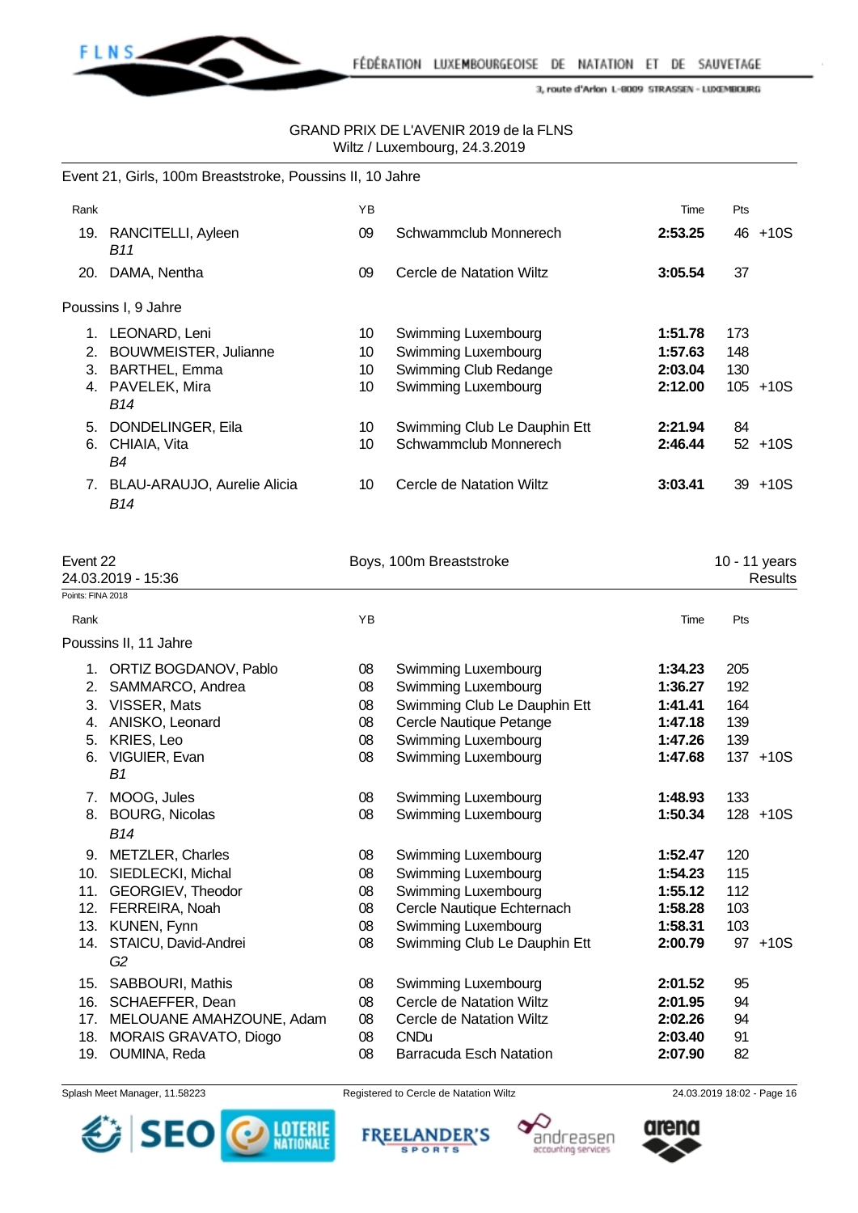GRAND PRIX DE L'AVENIR 2019 de la FLNS
Wiltz / Luxembourg, 24.3.2019

Event 21, Girls, 100m Breaststroke, Poussins II, 10 Jahre

| Rank | | YB | | Time | Pts |
|---|---|---|---|---|---|
| 19. | RANCITELLI, Ayleen *B11* | 09 | Schwammclub Monnerech | **2:53.25** | 46 +10S |
| 20. | DAMA, Nentha | 09 | Cercle de Natation Wiltz | **3:05.54** | 37 |

Poussins I, 9 Jahre

| Rank | | YB | | Time | Pts |
|---|---|---|---|---|---|
| 1. | LEONARD, Leni | 10 | Swimming Luxembourg | **1:51.78** | 173 |
| 2. | BOUWMEISTER, Julianne | 10 | Swimming Luxembourg | **1:57.63** | 148 |
| 3. | BARTHEL, Emma | 10 | Swimming Club Redange | **2:03.04** | 130 |
| 4. | PAVELEK, Mira *B14* | 10 | Swimming Luxembourg | **2:12.00** | 105 +10S |
| 5. | DONDELINGER, Eila | 10 | Swimming Club Le Dauphin Ett | **2:21.94** | 84 |
| 6. | CHIAIA, Vita *B4* | 10 | Schwammclub Monnerech | **2:46.44** | 52 +10S |
| 7. | BLAU-ARAUJO, Aurelie Alicia *B14* | 10 | Cercle de Natation Wiltz | **3:03.41** | 39 +10S |

Event 22 — Boys, 100m Breaststroke — 10 - 11 years
24.03.2019 - 15:36 — Results
Points: FINA 2018

Poussins II, 11 Jahre

| Rank | | YB | | Time | Pts |
|---|---|---|---|---|---|
| 1. | ORTIZ BOGDANOV, Pablo | 08 | Swimming Luxembourg | **1:34.23** | 205 |
| 2. | SAMMARCO, Andrea | 08 | Swimming Luxembourg | **1:36.27** | 192 |
| 3. | VISSER, Mats | 08 | Swimming Club Le Dauphin Ett | **1:41.41** | 164 |
| 4. | ANISKO, Leonard | 08 | Cercle Nautique Petange | **1:47.18** | 139 |
| 5. | KRIES, Leo | 08 | Swimming Luxembourg | **1:47.26** | 139 |
| 6. | VIGUIER, Evan *B1* | 08 | Swimming Luxembourg | **1:47.68** | 137 +10S |
| 7. | MOOG, Jules | 08 | Swimming Luxembourg | **1:48.93** | 133 |
| 8. | BOURG, Nicolas *B14* | 08 | Swimming Luxembourg | **1:50.34** | 128 +10S |
| 9. | METZLER, Charles | 08 | Swimming Luxembourg | **1:52.47** | 120 |
| 10. | SIEDLECKI, Michal | 08 | Swimming Luxembourg | **1:54.23** | 115 |
| 11. | GEORGIEV, Theodor | 08 | Swimming Luxembourg | **1:55.12** | 112 |
| 12. | FERREIRA, Noah | 08 | Cercle Nautique Echternach | **1:58.28** | 103 |
| 13. | KUNEN, Fynn | 08 | Swimming Luxembourg | **1:58.31** | 103 |
| 14. | STAICU, David-Andrei *G2* | 08 | Swimming Club Le Dauphin Ett | **2:00.79** | 97 +10S |
| 15. | SABBOURI, Mathis | 08 | Swimming Luxembourg | **2:01.52** | 95 |
| 16. | SCHAEFFER, Dean | 08 | Cercle de Natation Wiltz | **2:01.95** | 94 |
| 17. | MELOUANE AMAHZOUNE, Adam | 08 | Cercle de Natation Wiltz | **2:02.26** | 94 |
| 18. | MORAIS GRAVATO, Diogo | 08 | CNDu | **2:03.40** | 91 |
| 19. | OUMINA, Reda | 08 | Barracuda Esch Natation | **2:07.90** | 82 |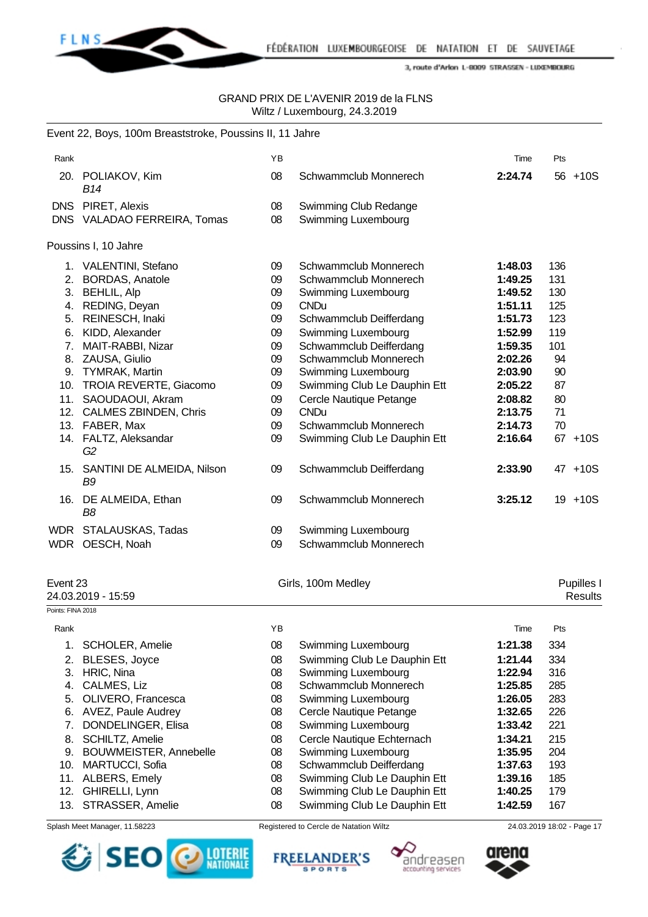GRAND PRIX DE L'AVENIR 2019 de la FLNS
Wiltz / Luxembourg, 24.3.2019

Event 22, Boys, 100m Breaststroke, Poussins II, 11 Jahre

| Rank | | YB | | Time | Pts | |
|---|---|---|---|---|---|---|
| 20. | POLIAKOV, Kim *B14* | 08 | Schwammclub Monnerech | **2:24.74** | 56 | +10S |
| DNS | PIRET, Alexis | 08 | Swimming Club Redange | | | |
| DNS | VALADAO FERREIRA, Tomas | 08 | Swimming Luxembourg | | | |

Poussins I, 10 Jahre

| Rank | | YB | | Time | Pts | |
|---|---|---|---|---|---|---|
| 1. | VALENTINI, Stefano | 09 | Schwammclub Monnerech | **1:48.03** | 136 | |
| 2. | BORDAS, Anatole | 09 | Schwammclub Monnerech | **1:49.25** | 131 | |
| 3. | BEHLIL, Alp | 09 | Swimming Luxembourg | **1:49.52** | 130 | |
| 4. | REDING, Deyan | 09 | CNDu | **1:51.11** | 125 | |
| 5. | REINESCH, Inaki | 09 | Schwammclub Deifferdang | **1:51.73** | 123 | |
| 6. | KIDD, Alexander | 09 | Swimming Luxembourg | **1:52.99** | 119 | |
| 7. | MAIT-RABBI, Nizar | 09 | Schwammclub Deifferdang | **1:59.35** | 101 | |
| 8. | ZAUSA, Giulio | 09 | Schwammclub Monnerech | **2:02.26** | 94 | |
| 9. | TYMRAK, Martin | 09 | Swimming Luxembourg | **2:03.90** | 90 | |
| 10. | TROIA REVERTE, Giacomo | 09 | Swimming Club Le Dauphin Ett | **2:05.22** | 87 | |
| 11. | SAOUDAOUI, Akram | 09 | Cercle Nautique Petange | **2:08.82** | 80 | |
| 12. | CALMES ZBINDEN, Chris | 09 | CNDu | **2:13.75** | 71 | |
| 13. | FABER, Max | 09 | Schwammclub Monnerech | **2:14.73** | 70 | |
| 14. | FALTZ, Aleksandar *G2* | 09 | Swimming Club Le Dauphin Ett | **2:16.64** | 67 | +10S |
| 15. | SANTINI DE ALMEIDA, Nilson *B9* | 09 | Schwammclub Deifferdang | **2:33.90** | 47 | +10S |
| 16. | DE ALMEIDA, Ethan *B8* | 09 | Schwammclub Monnerech | **3:25.12** | 19 | +10S |
| WDR | STALAUSKAS, Tadas | 09 | Swimming Luxembourg | | | |
| WDR | OESCH, Noah | 09 | Schwammclub Monnerech | | | |

Event 23 — Girls, 100m Medley — Pupilles I
24.03.2019 - 15:59 — Results

Points: FINA 2018

| Rank | | YB | | Time | Pts |
|---|---|---|---|---|---|
| 1. | SCHOLER, Amelie | 08 | Swimming Luxembourg | **1:21.38** | 334 |
| 2. | BLESES, Joyce | 08 | Swimming Club Le Dauphin Ett | **1:21.44** | 334 |
| 3. | HRIC, Nina | 08 | Swimming Luxembourg | **1:22.94** | 316 |
| 4. | CALMES, Liz | 08 | Schwammclub Monnerech | **1:25.85** | 285 |
| 5. | OLIVERO, Francesca | 08 | Swimming Luxembourg | **1:26.05** | 283 |
| 6. | AVEZ, Paule Audrey | 08 | Cercle Nautique Petange | **1:32.65** | 226 |
| 7. | DONDELINGER, Elisa | 08 | Swimming Luxembourg | **1:33.42** | 221 |
| 8. | SCHILTZ, Amelie | 08 | Cercle Nautique Echternach | **1:34.21** | 215 |
| 9. | BOUWMEISTER, Annebelle | 08 | Swimming Luxembourg | **1:35.95** | 204 |
| 10. | MARTUCCI, Sofia | 08 | Schwammclub Deifferdang | **1:37.63** | 193 |
| 11. | ALBERS, Emely | 08 | Swimming Club Le Dauphin Ett | **1:39.16** | 185 |
| 12. | GHIRELLI, Lynn | 08 | Swimming Club Le Dauphin Ett | **1:40.25** | 179 |
| 13. | STRASSER, Amelie | 08 | Swimming Club Le Dauphin Ett | **1:42.59** | 167 |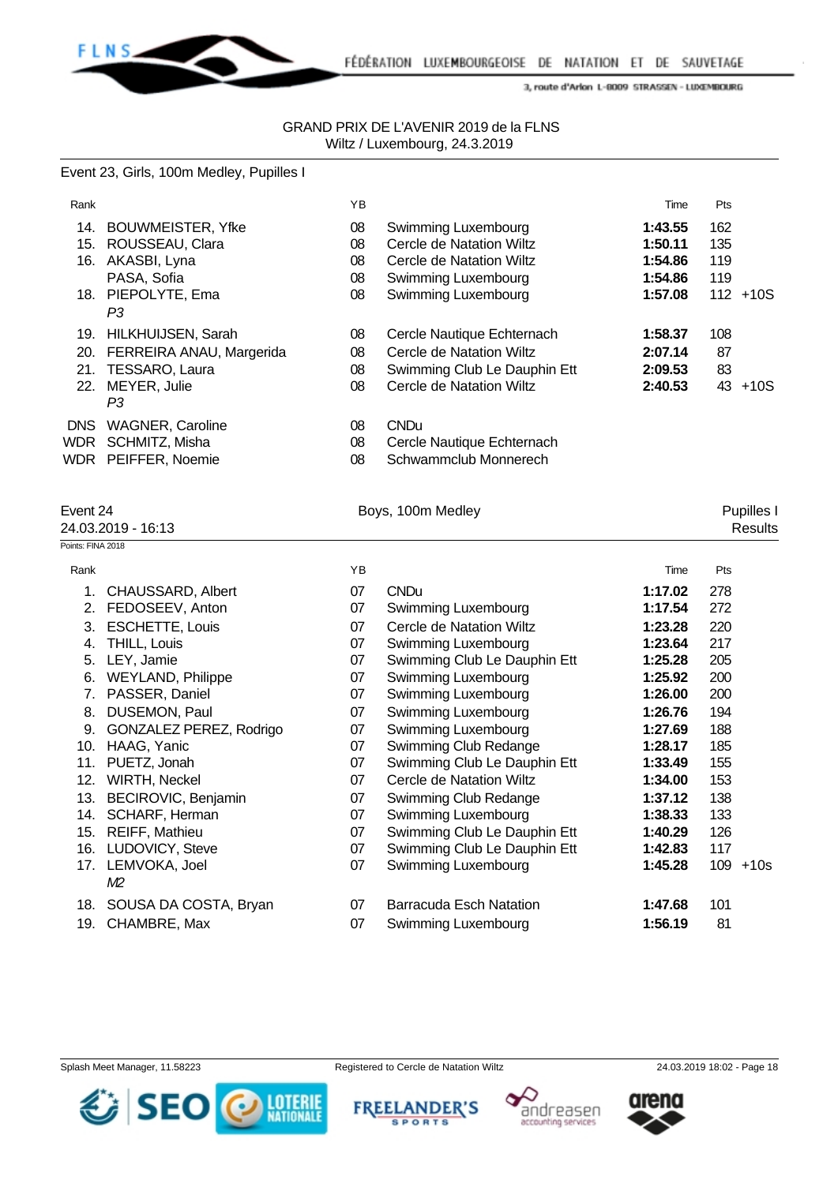GRAND PRIX DE L'AVENIR 2019 de la FLNS
Wiltz / Luxembourg, 24.3.2019

Event 23, Girls, 100m Medley, Pupilles I

| Rank | | YB | | Time | Pts | |
|---|---|---|---|---|---|---|
| 14. | BOUWMEISTER, Yfke | 08 | Swimming Luxembourg | **1:43.55** | 162 | |
| 15. | ROUSSEAU, Clara | 08 | Cercle de Natation Wiltz | **1:50.11** | 135 | |
| 16. | AKASBI, Lyna | 08 | Cercle de Natation Wiltz | **1:54.86** | 119 | |
| | PASA, Sofia | 08 | Swimming Luxembourg | **1:54.86** | 119 | |
| 18. | PIEPOLYTE, Ema *P3* | 08 | Swimming Luxembourg | **1:57.08** | 112 | +10S |
| 19. | HILKHUIJSEN, Sarah | 08 | Cercle Nautique Echternach | **1:58.37** | 108 | |
| 20. | FERREIRA ANAU, Margerida | 08 | Cercle de Natation Wiltz | **2:07.14** | 87 | |
| 21. | TESSARO, Laura | 08 | Swimming Club Le Dauphin Ett | **2:09.53** | 83 | |
| 22. | MEYER, Julie *P3* | 08 | Cercle de Natation Wiltz | **2:40.53** | 43 | +10S |
| DNS | WAGNER, Caroline | 08 | CNDu | | | |
| WDR | SCHMITZ, Misha | 08 | Cercle Nautique Echternach | | | |
| WDR | PEIFFER, Noemie | 08 | Schwammclub Monnerech | | | |

Event 24 — Boys, 100m Medley — Pupilles I
24.03.2019 - 16:13 — Results
Points: FINA 2018

| Rank | | YB | | Time | Pts | |
|---|---|---|---|---|---|---|
| 1. | CHAUSSARD, Albert | 07 | CNDu | **1:17.02** | 278 | |
| 2. | FEDOSEEV, Anton | 07 | Swimming Luxembourg | **1:17.54** | 272 | |
| 3. | ESCHETTE, Louis | 07 | Cercle de Natation Wiltz | **1:23.28** | 220 | |
| 4. | THILL, Louis | 07 | Swimming Luxembourg | **1:23.64** | 217 | |
| 5. | LEY, Jamie | 07 | Swimming Club Le Dauphin Ett | **1:25.28** | 205 | |
| 6. | WEYLAND, Philippe | 07 | Swimming Luxembourg | **1:25.92** | 200 | |
| 7. | PASSER, Daniel | 07 | Swimming Luxembourg | **1:26.00** | 200 | |
| 8. | DUSEMON, Paul | 07 | Swimming Luxembourg | **1:26.76** | 194 | |
| 9. | GONZALEZ PEREZ, Rodrigo | 07 | Swimming Luxembourg | **1:27.69** | 188 | |
| 10. | HAAG, Yanic | 07 | Swimming Club Redange | **1:28.17** | 185 | |
| 11. | PUETZ, Jonah | 07 | Swimming Club Le Dauphin Ett | **1:33.49** | 155 | |
| 12. | WIRTH, Neckel | 07 | Cercle de Natation Wiltz | **1:34.00** | 153 | |
| 13. | BECIROVIC, Benjamin | 07 | Swimming Club Redange | **1:37.12** | 138 | |
| 14. | SCHARF, Herman | 07 | Swimming Luxembourg | **1:38.33** | 133 | |
| 15. | REIFF, Mathieu | 07 | Swimming Club Le Dauphin Ett | **1:40.29** | 126 | |
| 16. | LUDOVICY, Steve | 07 | Swimming Club Le Dauphin Ett | **1:42.83** | 117 | |
| 17. | LEMVOKA, Joel *M2* | 07 | Swimming Luxembourg | **1:45.28** | 109 | +10s |
| 18. | SOUSA DA COSTA, Bryan | 07 | Barracuda Esch Natation | **1:47.68** | 101 | |
| 19. | CHAMBRE, Max | 07 | Swimming Luxembourg | **1:56.19** | 81 | |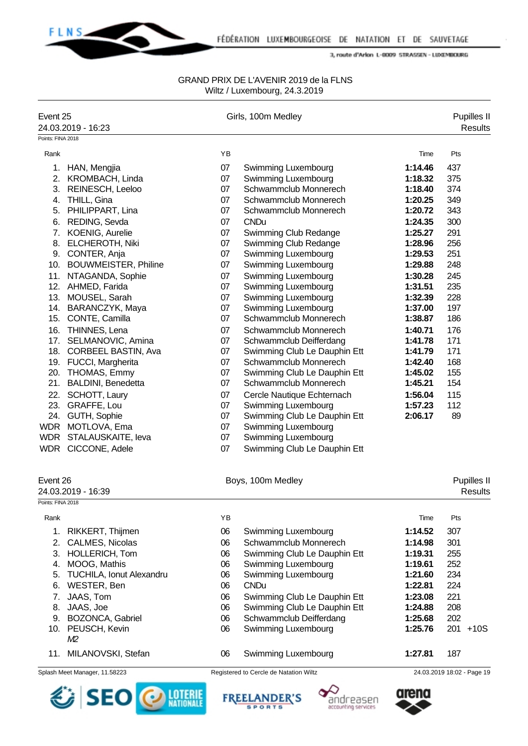GRAND PRIX DE L'AVENIR 2019 de la FLNS
Wiltz / Luxembourg, 24.3.2019

## Event 25 — Girls, 100m Medley — Pupilles II

24.03.2019 - 16:23 — Results

Points: FINA 2018

| Rank | Name | YB | Club | Time | Pts |
|---|---|---|---|---|---|
| 1. | HAN, Mengjia | 07 | Swimming Luxembourg | **1:14.46** | 437 |
| 2. | KROMBACH, Linda | 07 | Swimming Luxembourg | **1:18.32** | 375 |
| 3. | REINESCH, Leeloo | 07 | Schwammclub Monnerech | **1:18.40** | 374 |
| 4. | THILL, Gina | 07 | Schwammclub Monnerech | **1:20.25** | 349 |
| 5. | PHILIPPART, Lina | 07 | Schwammclub Monnerech | **1:20.72** | 343 |
| 6. | REDING, Sevda | 07 | CNDu | **1:24.35** | 300 |
| 7. | KOENIG, Aurelie | 07 | Swimming Club Redange | **1:25.27** | 291 |
| 8. | ELCHEROTH, Niki | 07 | Swimming Club Redange | **1:28.96** | 256 |
| 9. | CONTER, Anja | 07 | Swimming Luxembourg | **1:29.53** | 251 |
| 10. | BOUWMEISTER, Philine | 07 | Swimming Luxembourg | **1:29.88** | 248 |
| 11. | NTAGANDA, Sophie | 07 | Swimming Luxembourg | **1:30.28** | 245 |
| 12. | AHMED, Farida | 07 | Swimming Luxembourg | **1:31.51** | 235 |
| 13. | MOUSEL, Sarah | 07 | Swimming Luxembourg | **1:32.39** | 228 |
| 14. | BARANCZYK, Maya | 07 | Swimming Luxembourg | **1:37.00** | 197 |
| 15. | CONTE, Camilla | 07 | Schwammclub Monnerech | **1:38.87** | 186 |
| 16. | THINNES, Lena | 07 | Schwammclub Monnerech | **1:40.71** | 176 |
| 17. | SELMANOVIC, Amina | 07 | Schwammclub Deifferdang | **1:41.78** | 171 |
| 18. | CORBEEL BASTIN, Ava | 07 | Swimming Club Le Dauphin Ett | **1:41.79** | 171 |
| 19. | FUCCI, Margherita | 07 | Schwammclub Monnerech | **1:42.40** | 168 |
| 20. | THOMAS, Emmy | 07 | Swimming Club Le Dauphin Ett | **1:45.02** | 155 |
| 21. | BALDINI, Benedetta | 07 | Schwammclub Monnerech | **1:45.21** | 154 |
| 22. | SCHOTT, Laury | 07 | Cercle Nautique Echternach | **1:56.04** | 115 |
| 23. | GRAFFE, Lou | 07 | Swimming Luxembourg | **1:57.23** | 112 |
| 24. | GUTH, Sophie | 07 | Swimming Club Le Dauphin Ett | **2:06.17** | 89 |
| WDR | MOTLOVA, Ema | 07 | Swimming Luxembourg | | |
| WDR | STALAUSKAITE, Ieva | 07 | Swimming Luxembourg | | |
| WDR | CICCONE, Adele | 07 | Swimming Club Le Dauphin Ett | | |

## Event 26 — Boys, 100m Medley — Pupilles II

24.03.2019 - 16:39 — Results

Points: FINA 2018

| Rank | Name | YB | Club | Time | Pts | |
|---|---|---|---|---|---|---|
| 1. | RIKKERT, Thijmen | 06 | Swimming Luxembourg | **1:14.52** | 307 | |
| 2. | CALMES, Nicolas | 06 | Schwammclub Monnerech | **1:14.98** | 301 | |
| 3. | HOLLERICH, Tom | 06 | Swimming Club Le Dauphin Ett | **1:19.31** | 255 | |
| 4. | MOOG, Mathis | 06 | Swimming Luxembourg | **1:19.61** | 252 | |
| 5. | TUCHILA, Ionut Alexandru | 06 | Swimming Luxembourg | **1:21.60** | 234 | |
| 6. | WESTER, Ben | 06 | CNDu | **1:22.81** | 224 | |
| 7. | JAAS, Tom | 06 | Swimming Club Le Dauphin Ett | **1:23.08** | 221 | |
| 8. | JAAS, Joe | 06 | Swimming Club Le Dauphin Ett | **1:24.88** | 208 | |
| 9. | BOZONCA, Gabriel | 06 | Schwammclub Deifferdang | **1:25.68** | 202 | |
| 10. | PEUSCH, Kevin *M2* | 06 | Swimming Luxembourg | **1:25.76** | 201 | +10S |
| 11. | MILANOVSKI, Stefan | 06 | Swimming Luxembourg | **1:27.81** | 187 | |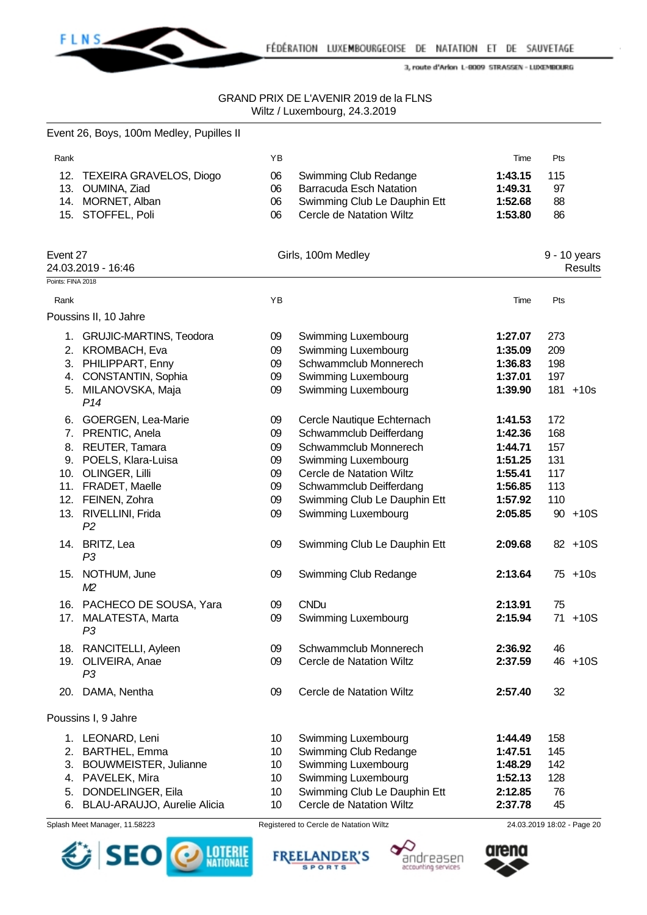GRAND PRIX DE L'AVENIR 2019 de la FLNS
Wiltz / Luxembourg, 24.3.2019

Event 26, Boys, 100m Medley, Pupilles II

| Rank | | YB | | Time | Pts |
|---|---|---|---|---|---|
| 12. | TEXEIRA GRAVELOS, Diogo | 06 | Swimming Club Redange | **1:43.15** | 115 |
| 13. | OUMINA, Ziad | 06 | Barracuda Esch Natation | **1:49.31** | 97 |
| 14. | MORNET, Alban | 06 | Swimming Club Le Dauphin Ett | **1:52.68** | 88 |
| 15. | STOFFEL, Poli | 06 | Cercle de Natation Wiltz | **1:53.80** | 86 |

Event 27 — Girls, 100m Medley — 9 - 10 years
24.03.2019 - 16:46 — Results

Points: FINA 2018

| Rank | | YB | | Time | Pts | |
|---|---|---|---|---|---|---|
| **Poussins II, 10 Jahre** | | | | | | |
| 1. | GRUJIC-MARTINS, Teodora | 09 | Swimming Luxembourg | **1:27.07** | 273 | |
| 2. | KROMBACH, Eva | 09 | Swimming Luxembourg | **1:35.09** | 209 | |
| 3. | PHILIPPART, Enny | 09 | Schwammclub Monnerech | **1:36.83** | 198 | |
| 4. | CONSTANTIN, Sophia | 09 | Swimming Luxembourg | **1:37.01** | 197 | |
| 5. | MILANOVSKA, Maja *P14* | 09 | Swimming Luxembourg | **1:39.90** | 181 | +10s |
| 6. | GOERGEN, Lea-Marie | 09 | Cercle Nautique Echternach | **1:41.53** | 172 | |
| 7. | PRENTIC, Anela | 09 | Schwammclub Deifferdang | **1:42.36** | 168 | |
| 8. | REUTER, Tamara | 09 | Schwammclub Monnerech | **1:44.71** | 157 | |
| 9. | POELS, Klara-Luisa | 09 | Swimming Luxembourg | **1:51.25** | 131 | |
| 10. | OLINGER, Lilli | 09 | Cercle de Natation Wiltz | **1:55.41** | 117 | |
| 11. | FRADET, Maelle | 09 | Schwammclub Deifferdang | **1:56.85** | 113 | |
| 12. | FEINEN, Zohra | 09 | Swimming Club Le Dauphin Ett | **1:57.92** | 110 | |
| 13. | RIVELLINI, Frida *P2* | 09 | Swimming Luxembourg | **2:05.85** | 90 | +10S |
| 14. | BRITZ, Lea *P3* | 09 | Swimming Club Le Dauphin Ett | **2:09.68** | 82 | +10S |
| 15. | NOTHUM, June *M2* | 09 | Swimming Club Redange | **2:13.64** | 75 | +10s |
| 16. | PACHECO DE SOUSA, Yara | 09 | CNDu | **2:13.91** | 75 | |
| 17. | MALATESTA, Marta *P3* | 09 | Swimming Luxembourg | **2:15.94** | 71 | +10S |
| 18. | RANCITELLI, Ayleen | 09 | Schwammclub Monnerech | **2:36.92** | 46 | |
| 19. | OLIVEIRA, Anae *P3* | 09 | Cercle de Natation Wiltz | **2:37.59** | 46 | +10S |
| 20. | DAMA, Nentha | 09 | Cercle de Natation Wiltz | **2:57.40** | 32 | |
| **Poussins I, 9 Jahre** | | | | | | |
| 1. | LEONARD, Leni | 10 | Swimming Luxembourg | **1:44.49** | 158 | |
| 2. | BARTHEL, Emma | 10 | Swimming Club Redange | **1:47.51** | 145 | |
| 3. | BOUWMEISTER, Julianne | 10 | Swimming Luxembourg | **1:48.29** | 142 | |
| 4. | PAVELEK, Mira | 10 | Swimming Luxembourg | **1:52.13** | 128 | |
| 5. | DONDELINGER, Eila | 10 | Swimming Club Le Dauphin Ett | **2:12.85** | 76 | |
| 6. | BLAU-ARAUJO, Aurelie Alicia | 10 | Cercle de Natation Wiltz | **2:37.78** | 45 | |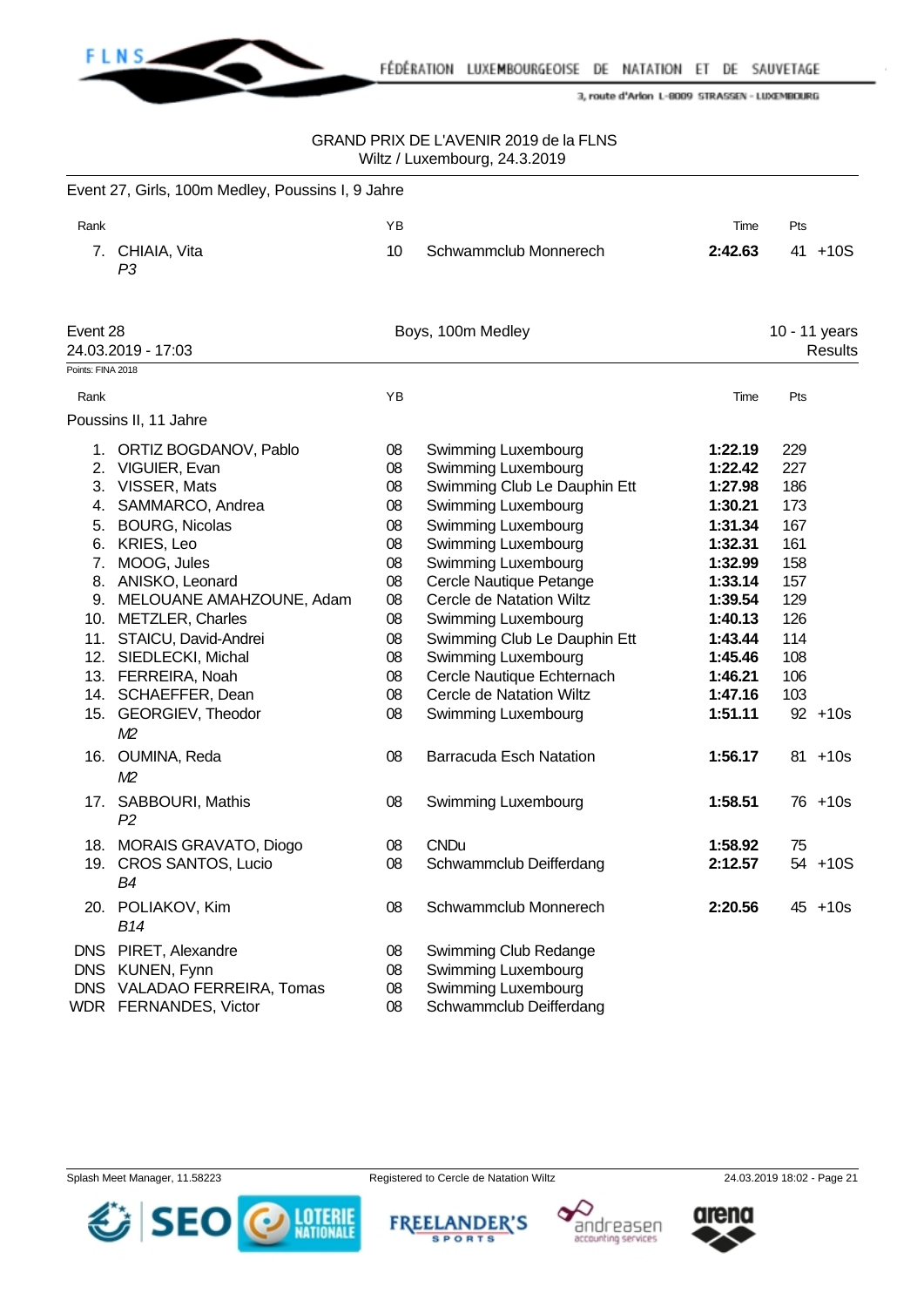GRAND PRIX DE L'AVENIR 2019 de la FLNS
Wiltz / Luxembourg, 24.3.2019

## Event 27, Girls, 100m Medley, Poussins I, 9 Jahre

| Rank | | YB | | Time | Pts | |
|---|---|---|---|---|---|---|
| 7. | CHIAIA, Vita<br>*P3* | 10 | Schwammclub Monnerech | **2:42.63** | 41 | +10S |

## Event 28 — Boys, 100m Medley — 10 - 11 years

24.03.2019 - 17:03 — Results

Points: FINA 2018

### Poussins II, 11 Jahre

| Rank | | YB | | Time | Pts | |
|---|---|---|---|---|---|---|
| 1. | ORTIZ BOGDANOV, Pablo | 08 | Swimming Luxembourg | **1:22.19** | 229 | |
| 2. | VIGUIER, Evan | 08 | Swimming Luxembourg | **1:22.42** | 227 | |
| 3. | VISSER, Mats | 08 | Swimming Club Le Dauphin Ett | **1:27.98** | 186 | |
| 4. | SAMMARCO, Andrea | 08 | Swimming Luxembourg | **1:30.21** | 173 | |
| 5. | BOURG, Nicolas | 08 | Swimming Luxembourg | **1:31.34** | 167 | |
| 6. | KRIES, Leo | 08 | Swimming Luxembourg | **1:32.31** | 161 | |
| 7. | MOOG, Jules | 08 | Swimming Luxembourg | **1:32.99** | 158 | |
| 8. | ANISKO, Leonard | 08 | Cercle Nautique Petange | **1:33.14** | 157 | |
| 9. | MELOUANE AMAHZOUNE, Adam | 08 | Cercle de Natation Wiltz | **1:39.54** | 129 | |
| 10. | METZLER, Charles | 08 | Swimming Luxembourg | **1:40.13** | 126 | |
| 11. | STAICU, David-Andrei | 08 | Swimming Club Le Dauphin Ett | **1:43.44** | 114 | |
| 12. | SIEDLECKI, Michal | 08 | Swimming Luxembourg | **1:45.46** | 108 | |
| 13. | FERREIRA, Noah | 08 | Cercle Nautique Echternach | **1:46.21** | 106 | |
| 14. | SCHAEFFER, Dean | 08 | Cercle de Natation Wiltz | **1:47.16** | 103 | |
| 15. | GEORGIEV, Theodor<br>*M2* | 08 | Swimming Luxembourg | **1:51.11** | 92 | +10s |
| 16. | OUMINA, Reda<br>*M2* | 08 | Barracuda Esch Natation | **1:56.17** | 81 | +10s |
| 17. | SABBOURI, Mathis<br>*P2* | 08 | Swimming Luxembourg | **1:58.51** | 76 | +10s |
| 18. | MORAIS GRAVATO, Diogo | 08 | CNDu | **1:58.92** | 75 | |
| 19. | CROS SANTOS, Lucio<br>*B4* | 08 | Schwammclub Deifferdang | **2:12.57** | 54 | +10S |
| 20. | POLIAKOV, Kim<br>*B14* | 08 | Schwammclub Monnerech | **2:20.56** | 45 | +10s |
| DNS | PIRET, Alexandre | 08 | Swimming Club Redange | | | |
| DNS | KUNEN, Fynn | 08 | Swimming Luxembourg | | | |
| DNS | VALADAO FERREIRA, Tomas | 08 | Swimming Luxembourg | | | |
| WDR | FERNANDES, Victor | 08 | Schwammclub Deifferdang | | | |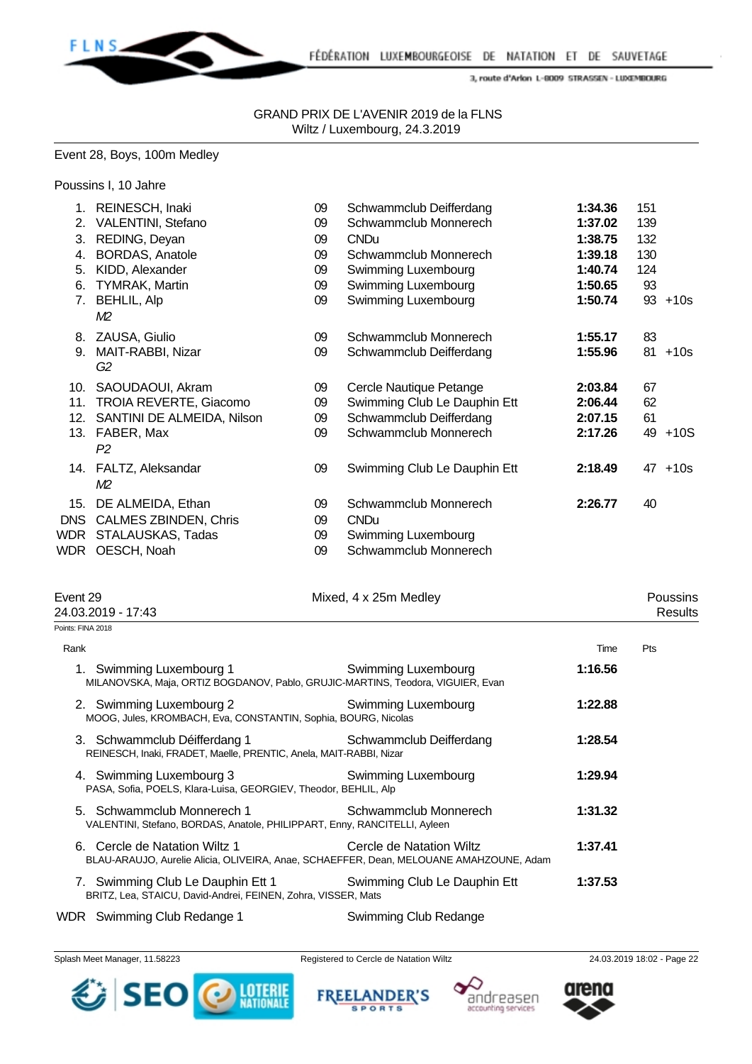GRAND PRIX DE L'AVENIR 2019 de la FLNS
Wiltz / Luxembourg, 24.3.2019

## Event 28, Boys, 100m Medley

Poussins I, 10 Jahre

| Rank | Name | YoB | Club | Time | Pts | |
|---|---|---|---|---|---|---|
| 1. | REINESCH, Inaki | 09 | Schwammclub Deifferdang | **1:34.36** | 151 | |
| 2. | VALENTINI, Stefano | 09 | Schwammclub Monnerech | **1:37.02** | 139 | |
| 3. | REDING, Deyan | 09 | CNDu | **1:38.75** | 132 | |
| 4. | BORDAS, Anatole | 09 | Schwammclub Monnerech | **1:39.18** | 130 | |
| 5. | KIDD, Alexander | 09 | Swimming Luxembourg | **1:40.74** | 124 | |
| 6. | TYMRAK, Martin | 09 | Swimming Luxembourg | **1:50.65** | 93 | |
| 7. | BEHLIL, Alp *M2* | 09 | Swimming Luxembourg | **1:50.74** | 93 | +10s |
| 8. | ZAUSA, Giulio | 09 | Schwammclub Monnerech | **1:55.17** | 83 | |
| 9. | MAIT-RABBI, Nizar *G2* | 09 | Schwammclub Deifferdang | **1:55.96** | 81 | +10s |
| 10. | SAOUDAOUI, Akram | 09 | Cercle Nautique Petange | **2:03.84** | 67 | |
| 11. | TROIA REVERTE, Giacomo | 09 | Swimming Club Le Dauphin Ett | **2:06.44** | 62 | |
| 12. | SANTINI DE ALMEIDA, Nilson | 09 | Schwammclub Deifferdang | **2:07.15** | 61 | |
| 13. | FABER, Max *P2* | 09 | Schwammclub Monnerech | **2:17.26** | 49 | +10S |
| 14. | FALTZ, Aleksandar *M2* | 09 | Swimming Club Le Dauphin Ett | **2:18.49** | 47 | +10s |
| 15. | DE ALMEIDA, Ethan | 09 | Schwammclub Monnerech | **2:26.77** | 40 | |
| DNS | CALMES ZBINDEN, Chris | 09 | CNDu | | | |
| WDR | STALAUSKAS, Tadas | 09 | Swimming Luxembourg | | | |
| WDR | OESCH, Noah | 09 | Schwammclub Monnerech | | | |

## Event 29 — Mixed, 4 x 25m Medley — Poussins

24.03.2019 - 17:43 — Results

Points: FINA 2018

| Rank | Team | Club | Time | Pts |
|---|---|---|---|---|
| 1. | Swimming Luxembourg 1<br>MILANOVSKA, Maja, ORTIZ BOGDANOV, Pablo, GRUJIC-MARTINS, Teodora, VIGUIER, Evan | Swimming Luxembourg | **1:16.56** | |
| 2. | Swimming Luxembourg 2<br>MOOG, Jules, KROMBACH, Eva, CONSTANTIN, Sophia, BOURG, Nicolas | Swimming Luxembourg | **1:22.88** | |
| 3. | Schwammclub Déifferdang 1<br>REINESCH, Inaki, FRADET, Maelle, PRENTIC, Anela, MAIT-RABBI, Nizar | Schwammclub Deifferdang | **1:28.54** | |
| 4. | Swimming Luxembourg 3<br>PASA, Sofia, POELS, Klara-Luisa, GEORGIEV, Theodor, BEHLIL, Alp | Swimming Luxembourg | **1:29.94** | |
| 5. | Schwammclub Monnerech 1<br>VALENTINI, Stefano, BORDAS, Anatole, PHILIPPART, Enny, RANCITELLI, Ayleen | Schwammclub Monnerech | **1:31.32** | |
| 6. | Cercle de Natation Wiltz 1<br>BLAU-ARAUJO, Aurelie Alicia, OLIVEIRA, Anae, SCHAEFFER, Dean, MELOUANE AMAHZOUNE, Adam | Cercle de Natation Wiltz | **1:37.41** | |
| 7. | Swimming Club Le Dauphin Ett 1<br>BRITZ, Lea, STAICU, David-Andrei, FEINEN, Zohra, VISSER, Mats | Swimming Club Le Dauphin Ett | **1:37.53** | |
| WDR | Swimming Club Redange 1 | Swimming Club Redange | | |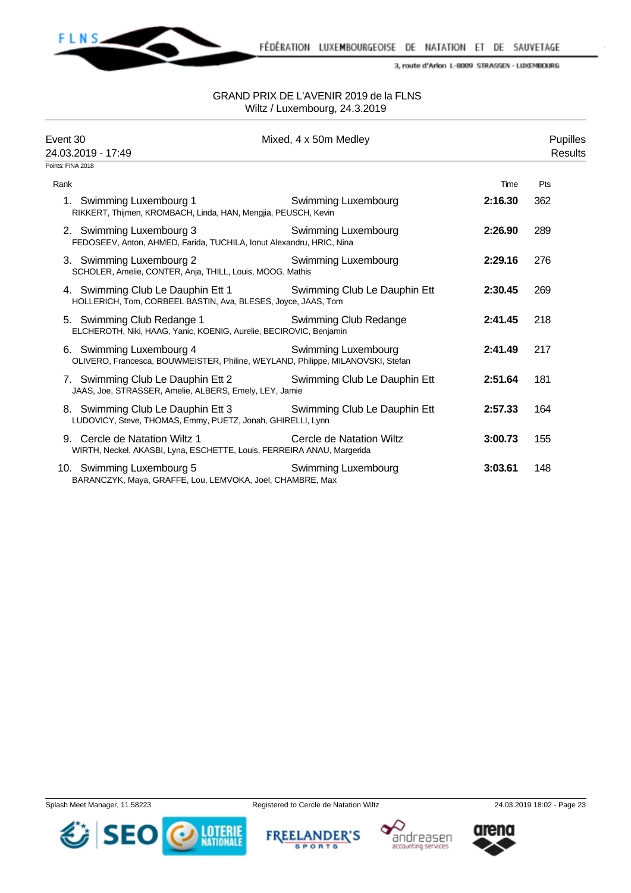GRAND PRIX DE L'AVENIR 2019 de la FLNS
Wiltz / Luxembourg, 24.3.2019

Event 30 — Mixed, 4 x 50m Medley — Pupilles
24.03.2019 - 17:49 — Results

Points: FINA 2018

| Rank | Team | Club | Time | Pts |
|---|---|---|---|---|
| 1. | Swimming Luxembourg 1<br>RIKKERT, Thijmen, KROMBACH, Linda, HAN, Mengjia, PEUSCH, Kevin | Swimming Luxembourg | **2:16.30** | 362 |
| 2. | Swimming Luxembourg 3<br>FEDOSEEV, Anton, AHMED, Farida, TUCHILA, Ionut Alexandru, HRIC, Nina | Swimming Luxembourg | **2:26.90** | 289 |
| 3. | Swimming Luxembourg 2<br>SCHOLER, Amelie, CONTER, Anja, THILL, Louis, MOOG, Mathis | Swimming Luxembourg | **2:29.16** | 276 |
| 4. | Swimming Club Le Dauphin Ett 1<br>HOLLERICH, Tom, CORBEEL BASTIN, Ava, BLESES, Joyce, JAAS, Tom | Swimming Club Le Dauphin Ett | **2:30.45** | 269 |
| 5. | Swimming Club Redange 1<br>ELCHEROTH, Niki, HAAG, Yanic, KOENIG, Aurelie, BECIROVIC, Benjamin | Swimming Club Redange | **2:41.45** | 218 |
| 6. | Swimming Luxembourg 4<br>OLIVERO, Francesca, BOUWMEISTER, Philine, WEYLAND, Philippe, MILANOVSKI, Stefan | Swimming Luxembourg | **2:41.49** | 217 |
| 7. | Swimming Club Le Dauphin Ett 2<br>JAAS, Joe, STRASSER, Amelie, ALBERS, Emely, LEY, Jamie | Swimming Club Le Dauphin Ett | **2:51.64** | 181 |
| 8. | Swimming Club Le Dauphin Ett 3<br>LUDOVICY, Steve, THOMAS, Emmy, PUETZ, Jonah, GHIRELLI, Lynn | Swimming Club Le Dauphin Ett | **2:57.33** | 164 |
| 9. | Cercle de Natation Wiltz 1<br>WIRTH, Neckel, AKASBI, Lyna, ESCHETTE, Louis, FERREIRA ANAU, Margerida | Cercle de Natation Wiltz | **3:00.73** | 155 |
| 10. | Swimming Luxembourg 5<br>BARANCZYK, Maya, GRAFFE, Lou, LEMVOKA, Joel, CHAMBRE, Max | Swimming Luxembourg | **3:03.61** | 148 |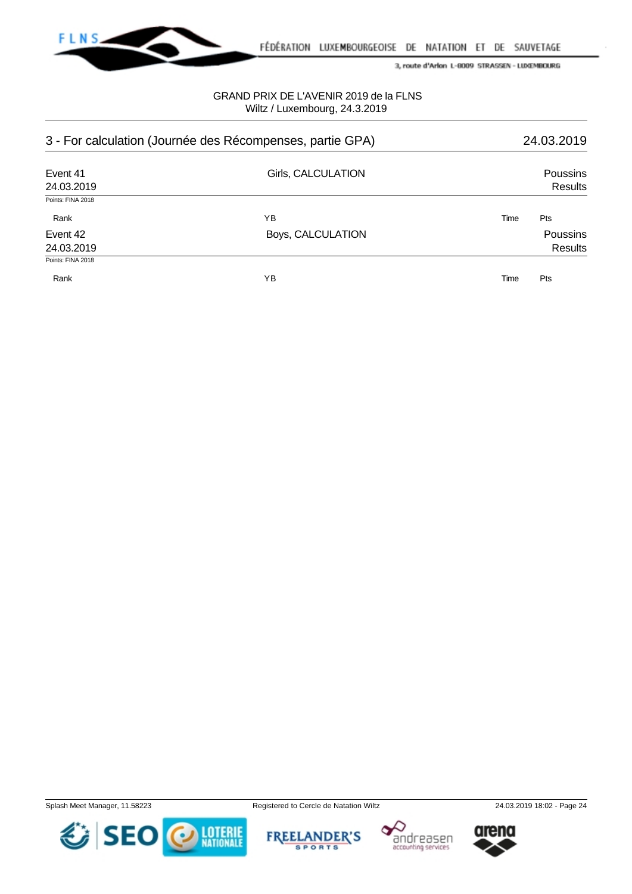# 3 - For calculation (Journée des Récompenses, partie GPA) — 24.03.2019

**Event 41** — Girls, CALCULATION — Poussins
24.03.2019 — Results
Points: FINA 2018

| Rank | YB | Time | Pts |
|---|---|---|---|

**Event 42** — Boys, CALCULATION — Poussins
24.03.2019 — Results
Points: FINA 2018

| Rank | YB | Time | Pts |
|---|---|---|---|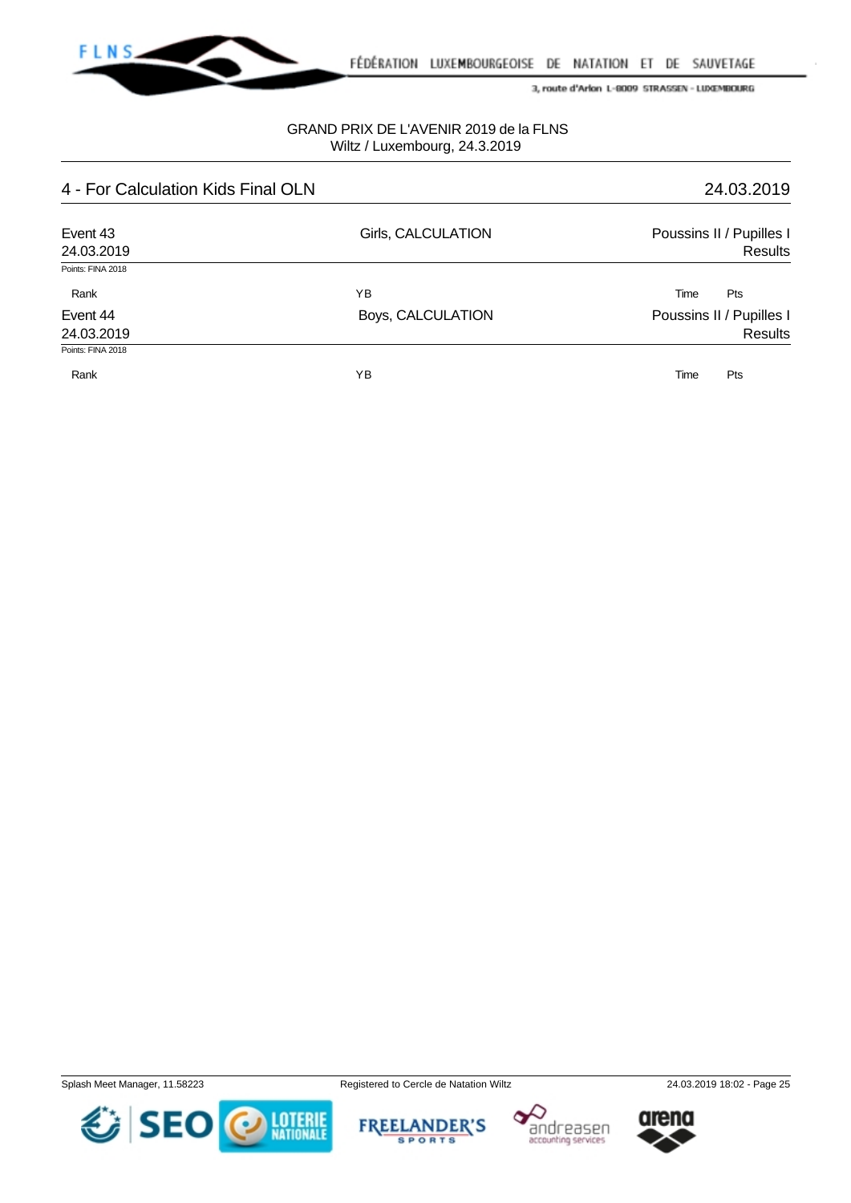GRAND PRIX DE L'AVENIR 2019 de la FLNS
Wiltz / Luxembourg, 24.3.2019

## 4 - For Calculation Kids Final OLN

24.03.2019

### Event 43 — Girls, CALCULATION — Poussins II / Pupilles I

24.03.2019 — Results

Points: FINA 2018

| Rank | | YB | | Time | Pts |
|---|---|---|---|---|---|

### Event 44 — Boys, CALCULATION — Poussins II / Pupilles I

24.03.2019 — Results

Points: FINA 2018

| Rank | | YB | | Time | Pts |
|---|---|---|---|---|---|